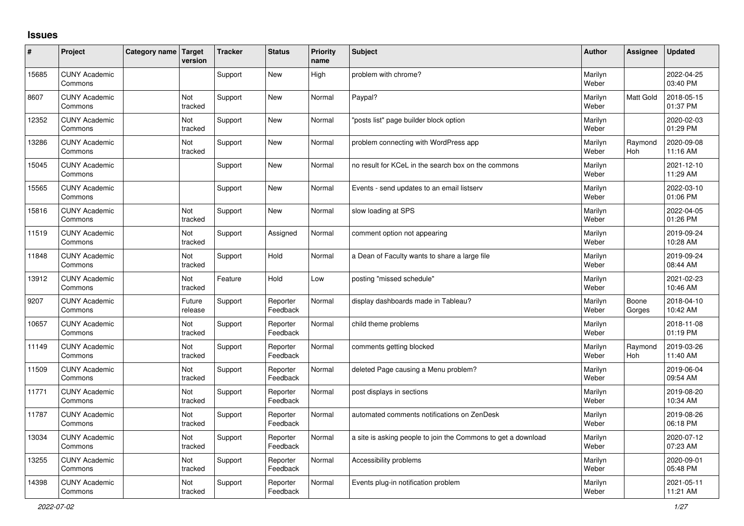# Issues

| # | Project | Category name | Target version | Tracker | Status | Priority name | Subject | Author | Assignee | Updated |
|---|---|---|---|---|---|---|---|---|---|---|
| 15685 | CUNY Academic Commons | | | Support | New | High | problem with chrome? | Marilyn Weber | | 2022-04-25 03:40 PM |
| 8607 | CUNY Academic Commons | | Not tracked | Support | New | Normal | Paypal? | Marilyn Weber | Matt Gold | 2018-05-15 01:37 PM |
| 12352 | CUNY Academic Commons | | Not tracked | Support | New | Normal | "posts list" page builder block option | Marilyn Weber | | 2020-02-03 01:29 PM |
| 13286 | CUNY Academic Commons | | Not tracked | Support | New | Normal | problem connecting with WordPress app | Marilyn Weber | Raymond Hoh | 2020-09-08 11:16 AM |
| 15045 | CUNY Academic Commons | | | Support | New | Normal | no result for KCeL in the search box on the commons | Marilyn Weber | | 2021-12-10 11:29 AM |
| 15565 | CUNY Academic Commons | | | Support | New | Normal | Events - send updates to an email listserv | Marilyn Weber | | 2022-03-10 01:06 PM |
| 15816 | CUNY Academic Commons | | Not tracked | Support | New | Normal | slow loading at SPS | Marilyn Weber | | 2022-04-05 01:26 PM |
| 11519 | CUNY Academic Commons | | Not tracked | Support | Assigned | Normal | comment option not appearing | Marilyn Weber | | 2019-09-24 10:28 AM |
| 11848 | CUNY Academic Commons | | Not tracked | Support | Hold | Normal | a Dean of Faculty wants to share a large file | Marilyn Weber | | 2019-09-24 08:44 AM |
| 13912 | CUNY Academic Commons | | Not tracked | Feature | Hold | Low | posting "missed schedule" | Marilyn Weber | | 2021-02-23 10:46 AM |
| 9207 | CUNY Academic Commons | | Future release | Support | Reporter Feedback | Normal | display dashboards made in Tableau? | Marilyn Weber | Boone Gorges | 2018-04-10 10:42 AM |
| 10657 | CUNY Academic Commons | | Not tracked | Support | Reporter Feedback | Normal | child theme problems | Marilyn Weber | | 2018-11-08 01:19 PM |
| 11149 | CUNY Academic Commons | | Not tracked | Support | Reporter Feedback | Normal | comments getting blocked | Marilyn Weber | Raymond Hoh | 2019-03-26 11:40 AM |
| 11509 | CUNY Academic Commons | | Not tracked | Support | Reporter Feedback | Normal | deleted Page causing a Menu problem? | Marilyn Weber | | 2019-06-04 09:54 AM |
| 11771 | CUNY Academic Commons | | Not tracked | Support | Reporter Feedback | Normal | post displays in sections | Marilyn Weber | | 2019-08-20 10:34 AM |
| 11787 | CUNY Academic Commons | | Not tracked | Support | Reporter Feedback | Normal | automated comments notifications on ZenDesk | Marilyn Weber | | 2019-08-26 06:18 PM |
| 13034 | CUNY Academic Commons | | Not tracked | Support | Reporter Feedback | Normal | a site is asking people to join the Commons to get a download | Marilyn Weber | | 2020-07-12 07:23 AM |
| 13255 | CUNY Academic Commons | | Not tracked | Support | Reporter Feedback | Normal | Accessibility problems | Marilyn Weber | | 2020-09-01 05:48 PM |
| 14398 | CUNY Academic Commons | | Not tracked | Support | Reporter Feedback | Normal | Events plug-in notification problem | Marilyn Weber | | 2021-05-11 11:21 AM |

*2022-07-02*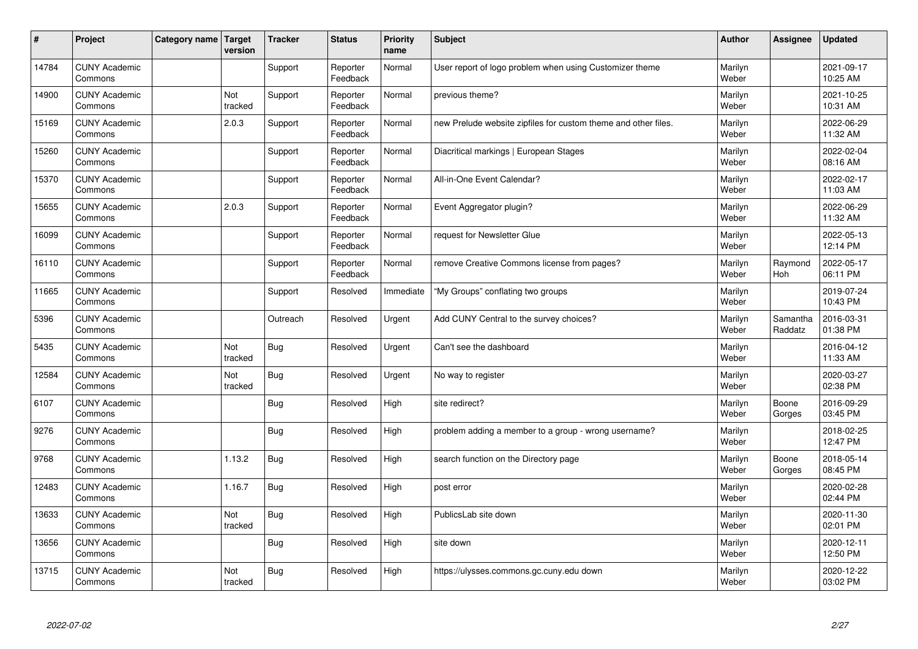| # | Project | Category name | Target version | Tracker | Status | Priority name | Subject | Author | Assignee | Updated |
|---|---|---|---|---|---|---|---|---|---|---|
| 14784 | CUNY Academic Commons | | | Support | Reporter Feedback | Normal | User report of logo problem when using Customizer theme | Marilyn Weber | | 2021-09-17 10:25 AM |
| 14900 | CUNY Academic Commons | | Not tracked | Support | Reporter Feedback | Normal | previous theme? | Marilyn Weber | | 2021-10-25 10:31 AM |
| 15169 | CUNY Academic Commons | | 2.0.3 | Support | Reporter Feedback | Normal | new Prelude website zipfiles for custom theme and other files. | Marilyn Weber | | 2022-06-29 11:32 AM |
| 15260 | CUNY Academic Commons | | | Support | Reporter Feedback | Normal | Diacritical markings \| European Stages | Marilyn Weber | | 2022-02-04 08:16 AM |
| 15370 | CUNY Academic Commons | | | Support | Reporter Feedback | Normal | All-in-One Event Calendar? | Marilyn Weber | | 2022-02-17 11:03 AM |
| 15655 | CUNY Academic Commons | | 2.0.3 | Support | Reporter Feedback | Normal | Event Aggregator plugin? | Marilyn Weber | | 2022-06-29 11:32 AM |
| 16099 | CUNY Academic Commons | | | Support | Reporter Feedback | Normal | request for Newsletter Glue | Marilyn Weber | | 2022-05-13 12:14 PM |
| 16110 | CUNY Academic Commons | | | Support | Reporter Feedback | Normal | remove Creative Commons license from pages? | Marilyn Weber | Raymond Hoh | 2022-05-17 06:11 PM |
| 11665 | CUNY Academic Commons | | | Support | Resolved | Immediate | "My Groups" conflating two groups | Marilyn Weber | | 2019-07-24 10:43 PM |
| 5396 | CUNY Academic Commons | | | Outreach | Resolved | Urgent | Add CUNY Central to the survey choices? | Marilyn Weber | Samantha Raddatz | 2016-03-31 01:38 PM |
| 5435 | CUNY Academic Commons | | Not tracked | Bug | Resolved | Urgent | Can't see the dashboard | Marilyn Weber | | 2016-04-12 11:33 AM |
| 12584 | CUNY Academic Commons | | Not tracked | Bug | Resolved | Urgent | No way to register | Marilyn Weber | | 2020-03-27 02:38 PM |
| 6107 | CUNY Academic Commons | | | Bug | Resolved | High | site redirect? | Marilyn Weber | Boone Gorges | 2016-09-29 03:45 PM |
| 9276 | CUNY Academic Commons | | | Bug | Resolved | High | problem adding a member to a group - wrong username? | Marilyn Weber | | 2018-02-25 12:47 PM |
| 9768 | CUNY Academic Commons | | 1.13.2 | Bug | Resolved | High | search function on the Directory page | Marilyn Weber | Boone Gorges | 2018-05-14 08:45 PM |
| 12483 | CUNY Academic Commons | | 1.16.7 | Bug | Resolved | High | post error | Marilyn Weber | | 2020-02-28 02:44 PM |
| 13633 | CUNY Academic Commons | | Not tracked | Bug | Resolved | High | PublicsLab site down | Marilyn Weber | | 2020-11-30 02:01 PM |
| 13656 | CUNY Academic Commons | | | Bug | Resolved | High | site down | Marilyn Weber | | 2020-12-11 12:50 PM |
| 13715 | CUNY Academic Commons | | Not tracked | Bug | Resolved | High | https://ulysses.commons.gc.cuny.edu down | Marilyn Weber | | 2020-12-22 03:02 PM |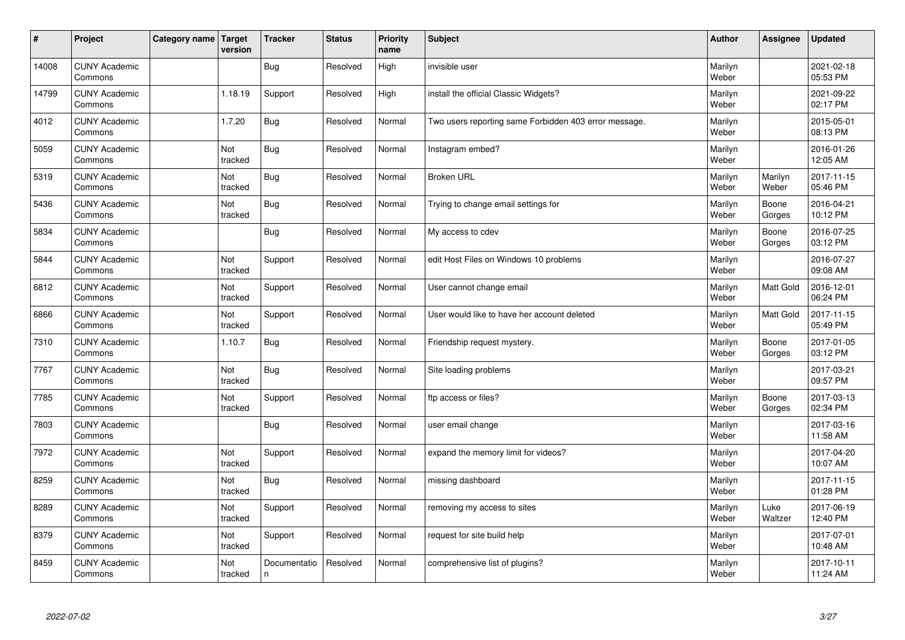| # | Project | Category name | Target version | Tracker | Status | Priority name | Subject | Author | Assignee | Updated |
|---|---|---|---|---|---|---|---|---|---|---|
| 14008 | CUNY Academic Commons | | | Bug | Resolved | High | invisible user | Marilyn Weber | | 2021-02-18 05:53 PM |
| 14799 | CUNY Academic Commons | | 1.18.19 | Support | Resolved | High | install the official Classic Widgets? | Marilyn Weber | | 2021-09-22 02:17 PM |
| 4012 | CUNY Academic Commons | | 1.7.20 | Bug | Resolved | Normal | Two users reporting same Forbidden 403 error message. | Marilyn Weber | | 2015-05-01 08:13 PM |
| 5059 | CUNY Academic Commons | | Not tracked | Bug | Resolved | Normal | Instagram embed? | Marilyn Weber | | 2016-01-26 12:05 AM |
| 5319 | CUNY Academic Commons | | Not tracked | Bug | Resolved | Normal | Broken URL | Marilyn Weber | Marilyn Weber | 2017-11-15 05:46 PM |
| 5436 | CUNY Academic Commons | | Not tracked | Bug | Resolved | Normal | Trying to change email settings for | Marilyn Weber | Boone Gorges | 2016-04-21 10:12 PM |
| 5834 | CUNY Academic Commons | | | Bug | Resolved | Normal | My access to cdev | Marilyn Weber | Boone Gorges | 2016-07-25 03:12 PM |
| 5844 | CUNY Academic Commons | | Not tracked | Support | Resolved | Normal | edit Host Files on Windows 10 problems | Marilyn Weber | | 2016-07-27 09:08 AM |
| 6812 | CUNY Academic Commons | | Not tracked | Support | Resolved | Normal | User cannot change email | Marilyn Weber | Matt Gold | 2016-12-01 06:24 PM |
| 6866 | CUNY Academic Commons | | Not tracked | Support | Resolved | Normal | User would like to have her account deleted | Marilyn Weber | Matt Gold | 2017-11-15 05:49 PM |
| 7310 | CUNY Academic Commons | | 1.10.7 | Bug | Resolved | Normal | Friendship request mystery. | Marilyn Weber | Boone Gorges | 2017-01-05 03:12 PM |
| 7767 | CUNY Academic Commons | | Not tracked | Bug | Resolved | Normal | Site loading problems | Marilyn Weber | | 2017-03-21 09:57 PM |
| 7785 | CUNY Academic Commons | | Not tracked | Support | Resolved | Normal | ftp access or files? | Marilyn Weber | Boone Gorges | 2017-03-13 02:34 PM |
| 7803 | CUNY Academic Commons | | | Bug | Resolved | Normal | user email change | Marilyn Weber | | 2017-03-16 11:58 AM |
| 7972 | CUNY Academic Commons | | Not tracked | Support | Resolved | Normal | expand the memory limit for videos? | Marilyn Weber | | 2017-04-20 10:07 AM |
| 8259 | CUNY Academic Commons | | Not tracked | Bug | Resolved | Normal | missing dashboard | Marilyn Weber | | 2017-11-15 01:28 PM |
| 8289 | CUNY Academic Commons | | Not tracked | Support | Resolved | Normal | removing my access to sites | Marilyn Weber | Luke Waltzer | 2017-06-19 12:40 PM |
| 8379 | CUNY Academic Commons | | Not tracked | Support | Resolved | Normal | request for site build help | Marilyn Weber | | 2017-07-01 10:48 AM |
| 8459 | CUNY Academic Commons | | Not tracked | Documentation | Resolved | Normal | comprehensive list of plugins? | Marilyn Weber | | 2017-10-11 11:24 AM |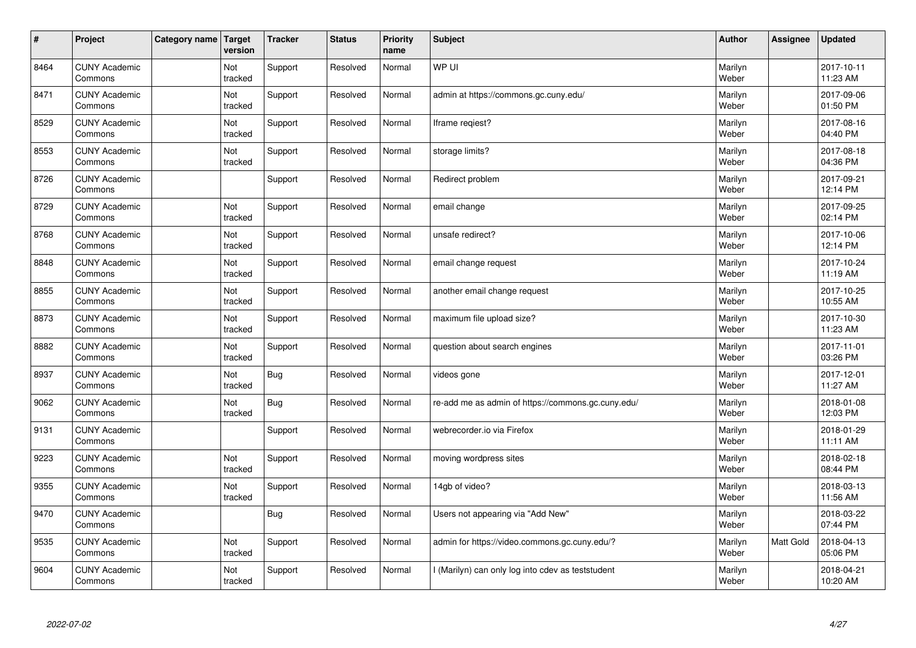| # | Project | Category name | Target version | Tracker | Status | Priority name | Subject | Author | Assignee | Updated |
|---|---|---|---|---|---|---|---|---|---|---|
| 8464 | CUNY Academic Commons | | Not tracked | Support | Resolved | Normal | WP UI | Marilyn Weber | | 2017-10-11 11:23 AM |
| 8471 | CUNY Academic Commons | | Not tracked | Support | Resolved | Normal | admin at https://commons.gc.cuny.edu/ | Marilyn Weber | | 2017-09-06 01:50 PM |
| 8529 | CUNY Academic Commons | | Not tracked | Support | Resolved | Normal | Iframe reqiest? | Marilyn Weber | | 2017-08-16 04:40 PM |
| 8553 | CUNY Academic Commons | | Not tracked | Support | Resolved | Normal | storage limits? | Marilyn Weber | | 2017-08-18 04:36 PM |
| 8726 | CUNY Academic Commons | | | Support | Resolved | Normal | Redirect problem | Marilyn Weber | | 2017-09-21 12:14 PM |
| 8729 | CUNY Academic Commons | | Not tracked | Support | Resolved | Normal | email change | Marilyn Weber | | 2017-09-25 02:14 PM |
| 8768 | CUNY Academic Commons | | Not tracked | Support | Resolved | Normal | unsafe redirect? | Marilyn Weber | | 2017-10-06 12:14 PM |
| 8848 | CUNY Academic Commons | | Not tracked | Support | Resolved | Normal | email change request | Marilyn Weber | | 2017-10-24 11:19 AM |
| 8855 | CUNY Academic Commons | | Not tracked | Support | Resolved | Normal | another email change request | Marilyn Weber | | 2017-10-25 10:55 AM |
| 8873 | CUNY Academic Commons | | Not tracked | Support | Resolved | Normal | maximum file upload size? | Marilyn Weber | | 2017-10-30 11:23 AM |
| 8882 | CUNY Academic Commons | | Not tracked | Support | Resolved | Normal | question about search engines | Marilyn Weber | | 2017-11-01 03:26 PM |
| 8937 | CUNY Academic Commons | | Not tracked | Bug | Resolved | Normal | videos gone | Marilyn Weber | | 2017-12-01 11:27 AM |
| 9062 | CUNY Academic Commons | | Not tracked | Bug | Resolved | Normal | re-add me as admin of https://commons.gc.cuny.edu/ | Marilyn Weber | | 2018-01-08 12:03 PM |
| 9131 | CUNY Academic Commons | | | Support | Resolved | Normal | webrecorder.io via Firefox | Marilyn Weber | | 2018-01-29 11:11 AM |
| 9223 | CUNY Academic Commons | | Not tracked | Support | Resolved | Normal | moving wordpress sites | Marilyn Weber | | 2018-02-18 08:44 PM |
| 9355 | CUNY Academic Commons | | Not tracked | Support | Resolved | Normal | 14gb of video? | Marilyn Weber | | 2018-03-13 11:56 AM |
| 9470 | CUNY Academic Commons | | | Bug | Resolved | Normal | Users not appearing via "Add New" | Marilyn Weber | | 2018-03-22 07:44 PM |
| 9535 | CUNY Academic Commons | | Not tracked | Support | Resolved | Normal | admin for https://video.commons.gc.cuny.edu/? | Marilyn Weber | Matt Gold | 2018-04-13 05:06 PM |
| 9604 | CUNY Academic Commons | | Not tracked | Support | Resolved | Normal | I (Marilyn) can only log into cdev as teststudent | Marilyn Weber | | 2018-04-21 10:20 AM |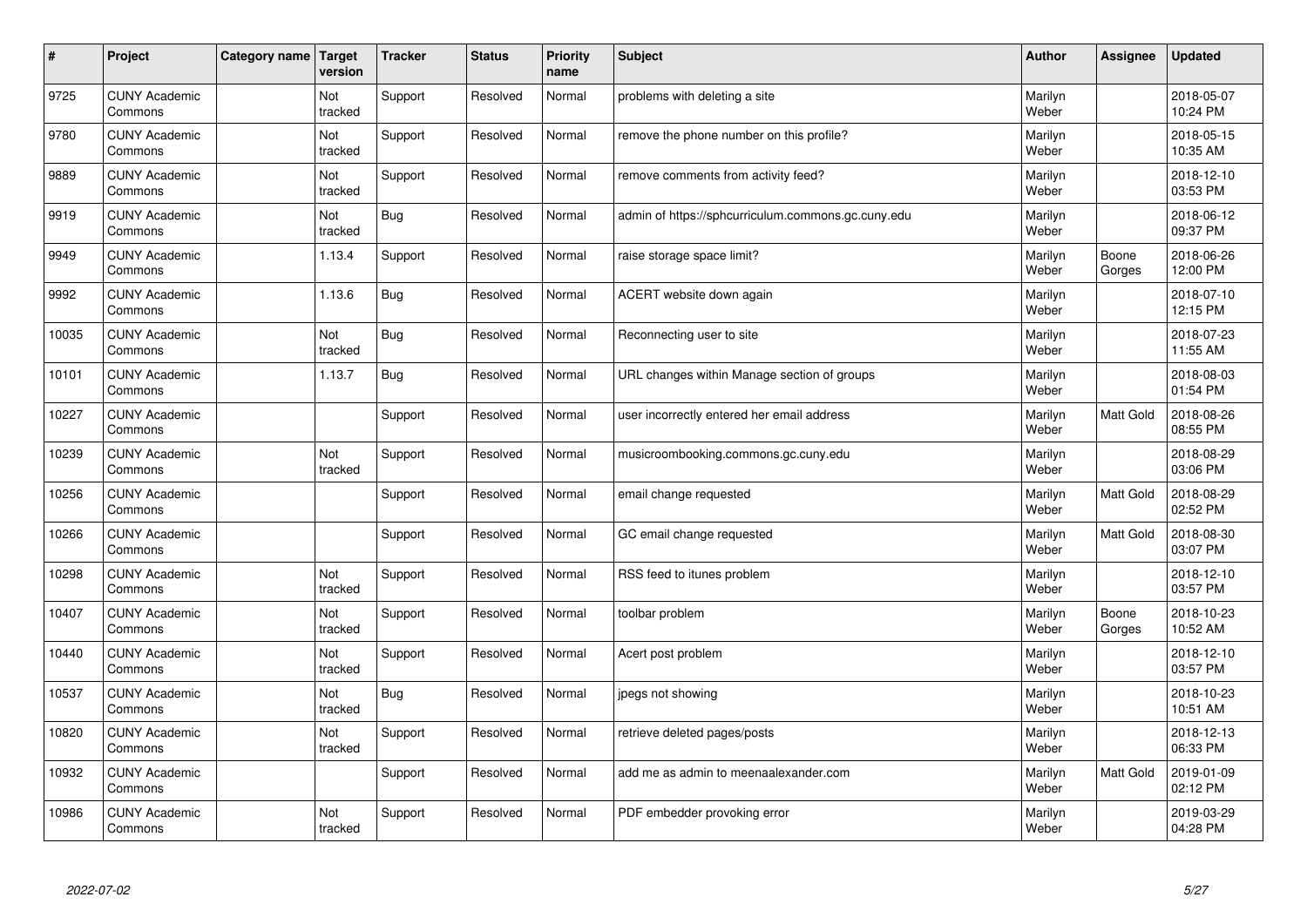| # | Project | Category name | Target version | Tracker | Status | Priority name | Subject | Author | Assignee | Updated |
|---|---|---|---|---|---|---|---|---|---|---|
| 9725 | CUNY Academic Commons | | Not tracked | Support | Resolved | Normal | problems with deleting a site | Marilyn Weber | | 2018-05-07 10:24 PM |
| 9780 | CUNY Academic Commons | | Not tracked | Support | Resolved | Normal | remove the phone number on this profile? | Marilyn Weber | | 2018-05-15 10:35 AM |
| 9889 | CUNY Academic Commons | | Not tracked | Support | Resolved | Normal | remove comments from activity feed? | Marilyn Weber | | 2018-12-10 03:53 PM |
| 9919 | CUNY Academic Commons | | Not tracked | Bug | Resolved | Normal | admin of https://sphcurriculum.commons.gc.cuny.edu | Marilyn Weber | | 2018-06-12 09:37 PM |
| 9949 | CUNY Academic Commons | | 1.13.4 | Support | Resolved | Normal | raise storage space limit? | Marilyn Weber | Boone Gorges | 2018-06-26 12:00 PM |
| 9992 | CUNY Academic Commons | | 1.13.6 | Bug | Resolved | Normal | ACERT website down again | Marilyn Weber | | 2018-07-10 12:15 PM |
| 10035 | CUNY Academic Commons | | Not tracked | Bug | Resolved | Normal | Reconnecting user to site | Marilyn Weber | | 2018-07-23 11:55 AM |
| 10101 | CUNY Academic Commons | | 1.13.7 | Bug | Resolved | Normal | URL changes within Manage section of groups | Marilyn Weber | | 2018-08-03 01:54 PM |
| 10227 | CUNY Academic Commons | | | Support | Resolved | Normal | user incorrectly entered her email address | Marilyn Weber | Matt Gold | 2018-08-26 08:55 PM |
| 10239 | CUNY Academic Commons | | Not tracked | Support | Resolved | Normal | musicroombooking.commons.gc.cuny.edu | Marilyn Weber | | 2018-08-29 03:06 PM |
| 10256 | CUNY Academic Commons | | | Support | Resolved | Normal | email change requested | Marilyn Weber | Matt Gold | 2018-08-29 02:52 PM |
| 10266 | CUNY Academic Commons | | | Support | Resolved | Normal | GC email change requested | Marilyn Weber | Matt Gold | 2018-08-30 03:07 PM |
| 10298 | CUNY Academic Commons | | Not tracked | Support | Resolved | Normal | RSS feed to itunes problem | Marilyn Weber | | 2018-12-10 03:57 PM |
| 10407 | CUNY Academic Commons | | Not tracked | Support | Resolved | Normal | toolbar problem | Marilyn Weber | Boone Gorges | 2018-10-23 10:52 AM |
| 10440 | CUNY Academic Commons | | Not tracked | Support | Resolved | Normal | Acert post problem | Marilyn Weber | | 2018-12-10 03:57 PM |
| 10537 | CUNY Academic Commons | | Not tracked | Bug | Resolved | Normal | jpegs not showing | Marilyn Weber | | 2018-10-23 10:51 AM |
| 10820 | CUNY Academic Commons | | Not tracked | Support | Resolved | Normal | retrieve deleted pages/posts | Marilyn Weber | | 2018-12-13 06:33 PM |
| 10932 | CUNY Academic Commons | | | Support | Resolved | Normal | add me as admin to meenaalexander.com | Marilyn Weber | Matt Gold | 2019-01-09 02:12 PM |
| 10986 | CUNY Academic Commons | | Not tracked | Support | Resolved | Normal | PDF embedder provoking error | Marilyn Weber | | 2019-03-29 04:28 PM |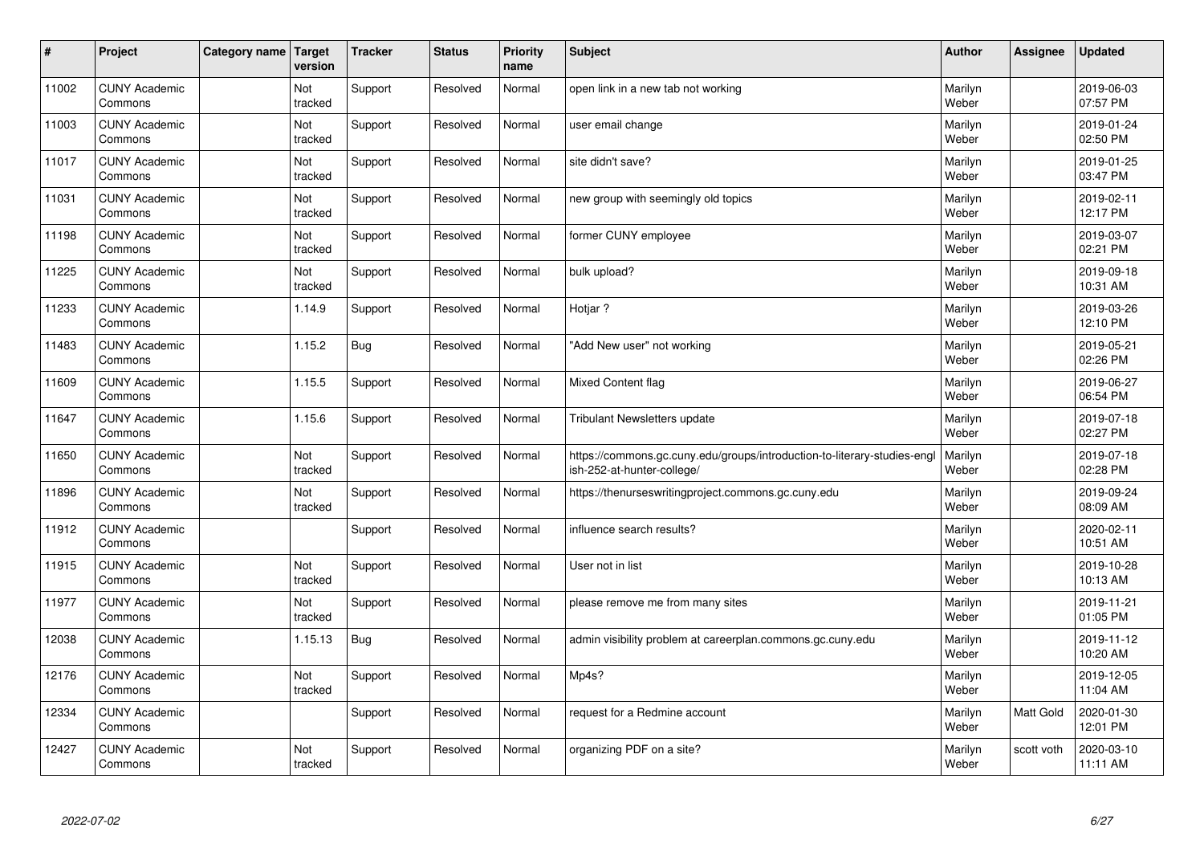| # | Project | Category name | Target version | Tracker | Status | Priority name | Subject | Author | Assignee | Updated |
|---|---|---|---|---|---|---|---|---|---|---|
| 11002 | CUNY Academic Commons | | Not tracked | Support | Resolved | Normal | open link in a new tab not working | Marilyn Weber | | 2019-06-03 07:57 PM |
| 11003 | CUNY Academic Commons | | Not tracked | Support | Resolved | Normal | user email change | Marilyn Weber | | 2019-01-24 02:50 PM |
| 11017 | CUNY Academic Commons | | Not tracked | Support | Resolved | Normal | site didn't save? | Marilyn Weber | | 2019-01-25 03:47 PM |
| 11031 | CUNY Academic Commons | | Not tracked | Support | Resolved | Normal | new group with seemingly old topics | Marilyn Weber | | 2019-02-11 12:17 PM |
| 11198 | CUNY Academic Commons | | Not tracked | Support | Resolved | Normal | former CUNY employee | Marilyn Weber | | 2019-03-07 02:21 PM |
| 11225 | CUNY Academic Commons | | Not tracked | Support | Resolved | Normal | bulk upload? | Marilyn Weber | | 2019-09-18 10:31 AM |
| 11233 | CUNY Academic Commons | | 1.14.9 | Support | Resolved | Normal | Hotjar ? | Marilyn Weber | | 2019-03-26 12:10 PM |
| 11483 | CUNY Academic Commons | | 1.15.2 | Bug | Resolved | Normal | "Add New user" not working | Marilyn Weber | | 2019-05-21 02:26 PM |
| 11609 | CUNY Academic Commons | | 1.15.5 | Support | Resolved | Normal | Mixed Content flag | Marilyn Weber | | 2019-06-27 06:54 PM |
| 11647 | CUNY Academic Commons | | 1.15.6 | Support | Resolved | Normal | Tribulant Newsletters update | Marilyn Weber | | 2019-07-18 02:27 PM |
| 11650 | CUNY Academic Commons | | Not tracked | Support | Resolved | Normal | https://commons.gc.cuny.edu/groups/introduction-to-literary-studies-english-252-at-hunter-college/ | Marilyn Weber | | 2019-07-18 02:28 PM |
| 11896 | CUNY Academic Commons | | Not tracked | Support | Resolved | Normal | https://thenurseswritingproject.commons.gc.cuny.edu | Marilyn Weber | | 2019-09-24 08:09 AM |
| 11912 | CUNY Academic Commons | | | Support | Resolved | Normal | influence search results? | Marilyn Weber | | 2020-02-11 10:51 AM |
| 11915 | CUNY Academic Commons | | Not tracked | Support | Resolved | Normal | User not in list | Marilyn Weber | | 2019-10-28 10:13 AM |
| 11977 | CUNY Academic Commons | | Not tracked | Support | Resolved | Normal | please remove me from many sites | Marilyn Weber | | 2019-11-21 01:05 PM |
| 12038 | CUNY Academic Commons | | 1.15.13 | Bug | Resolved | Normal | admin visibility problem at careerplan.commons.gc.cuny.edu | Marilyn Weber | | 2019-11-12 10:20 AM |
| 12176 | CUNY Academic Commons | | Not tracked | Support | Resolved | Normal | Mp4s? | Marilyn Weber | | 2019-12-05 11:04 AM |
| 12334 | CUNY Academic Commons | | | Support | Resolved | Normal | request for a Redmine account | Marilyn Weber | Matt Gold | 2020-01-30 12:01 PM |
| 12427 | CUNY Academic Commons | | Not tracked | Support | Resolved | Normal | organizing PDF on a site? | Marilyn Weber | scott voth | 2020-03-10 11:11 AM |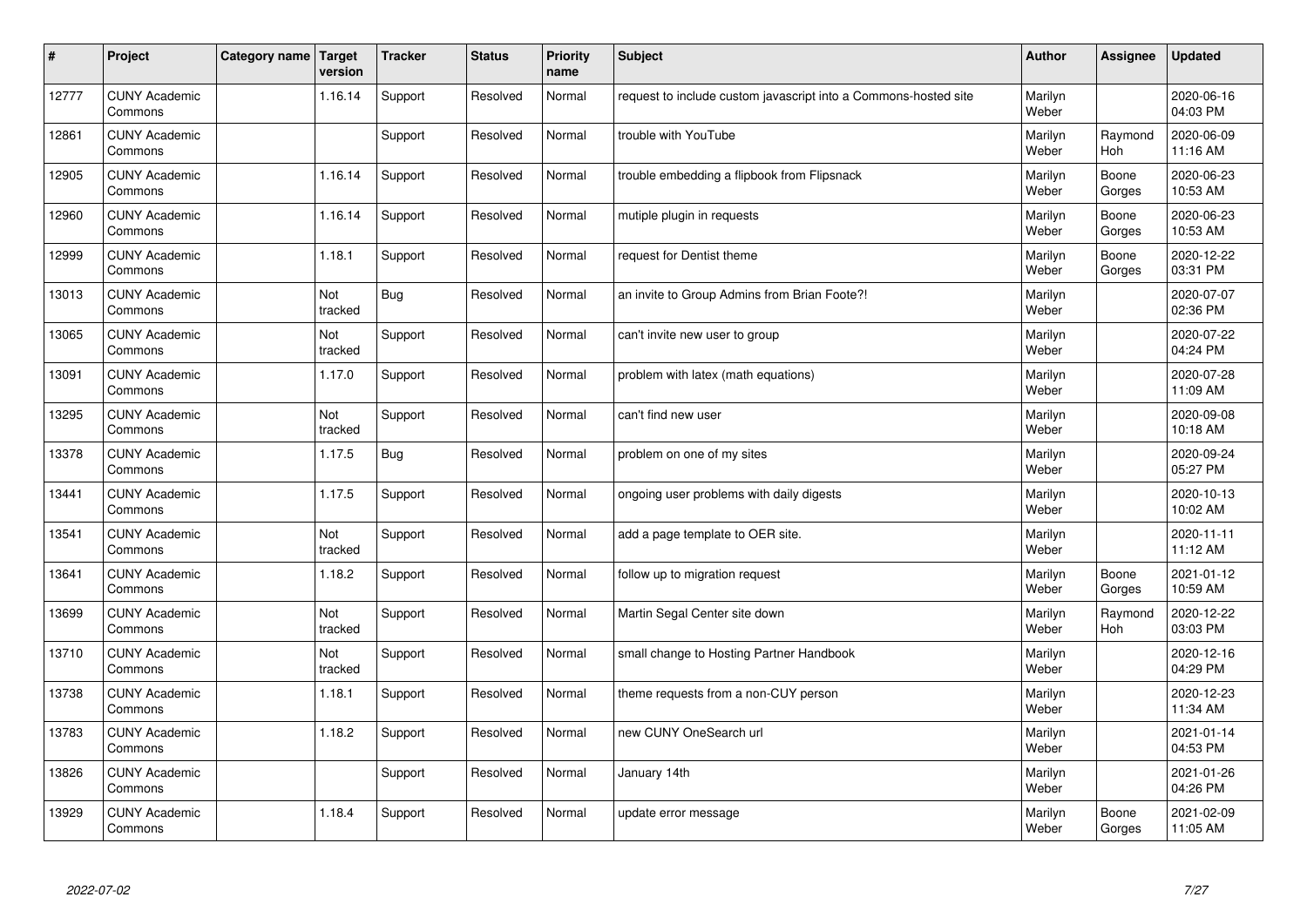| # | Project | Category name | Target version | Tracker | Status | Priority name | Subject | Author | Assignee | Updated |
|---|---|---|---|---|---|---|---|---|---|---|
| 12777 | CUNY Academic Commons | | 1.16.14 | Support | Resolved | Normal | request to include custom javascript into a Commons-hosted site | Marilyn Weber | | 2020-06-16 04:03 PM |
| 12861 | CUNY Academic Commons | | | Support | Resolved | Normal | trouble with YouTube | Marilyn Weber | Raymond Hoh | 2020-06-09 11:16 AM |
| 12905 | CUNY Academic Commons | | 1.16.14 | Support | Resolved | Normal | trouble embedding a flipbook from Flipsnack | Marilyn Weber | Boone Gorges | 2020-06-23 10:53 AM |
| 12960 | CUNY Academic Commons | | 1.16.14 | Support | Resolved | Normal | mutiple plugin in requests | Marilyn Weber | Boone Gorges | 2020-06-23 10:53 AM |
| 12999 | CUNY Academic Commons | | 1.18.1 | Support | Resolved | Normal | request for Dentist theme | Marilyn Weber | Boone Gorges | 2020-12-22 03:31 PM |
| 13013 | CUNY Academic Commons | | Not tracked | Bug | Resolved | Normal | an invite to Group Admins from Brian Foote?! | Marilyn Weber | | 2020-07-07 02:36 PM |
| 13065 | CUNY Academic Commons | | Not tracked | Support | Resolved | Normal | can't invite new user to group | Marilyn Weber | | 2020-07-22 04:24 PM |
| 13091 | CUNY Academic Commons | | 1.17.0 | Support | Resolved | Normal | problem with latex (math equations) | Marilyn Weber | | 2020-07-28 11:09 AM |
| 13295 | CUNY Academic Commons | | Not tracked | Support | Resolved | Normal | can't find new user | Marilyn Weber | | 2020-09-08 10:18 AM |
| 13378 | CUNY Academic Commons | | 1.17.5 | Bug | Resolved | Normal | problem on one of my sites | Marilyn Weber | | 2020-09-24 05:27 PM |
| 13441 | CUNY Academic Commons | | 1.17.5 | Support | Resolved | Normal | ongoing user problems with daily digests | Marilyn Weber | | 2020-10-13 10:02 AM |
| 13541 | CUNY Academic Commons | | Not tracked | Support | Resolved | Normal | add a page template to OER site. | Marilyn Weber | | 2020-11-11 11:12 AM |
| 13641 | CUNY Academic Commons | | 1.18.2 | Support | Resolved | Normal | follow up to migration request | Marilyn Weber | Boone Gorges | 2021-01-12 10:59 AM |
| 13699 | CUNY Academic Commons | | Not tracked | Support | Resolved | Normal | Martin Segal Center site down | Marilyn Weber | Raymond Hoh | 2020-12-22 03:03 PM |
| 13710 | CUNY Academic Commons | | Not tracked | Support | Resolved | Normal | small change to Hosting Partner Handbook | Marilyn Weber | | 2020-12-16 04:29 PM |
| 13738 | CUNY Academic Commons | | 1.18.1 | Support | Resolved | Normal | theme requests from a non-CUY person | Marilyn Weber | | 2020-12-23 11:34 AM |
| 13783 | CUNY Academic Commons | | 1.18.2 | Support | Resolved | Normal | new CUNY OneSearch url | Marilyn Weber | | 2021-01-14 04:53 PM |
| 13826 | CUNY Academic Commons | | | Support | Resolved | Normal | January 14th | Marilyn Weber | | 2021-01-26 04:26 PM |
| 13929 | CUNY Academic Commons | | 1.18.4 | Support | Resolved | Normal | update error message | Marilyn Weber | Boone Gorges | 2021-02-09 11:05 AM |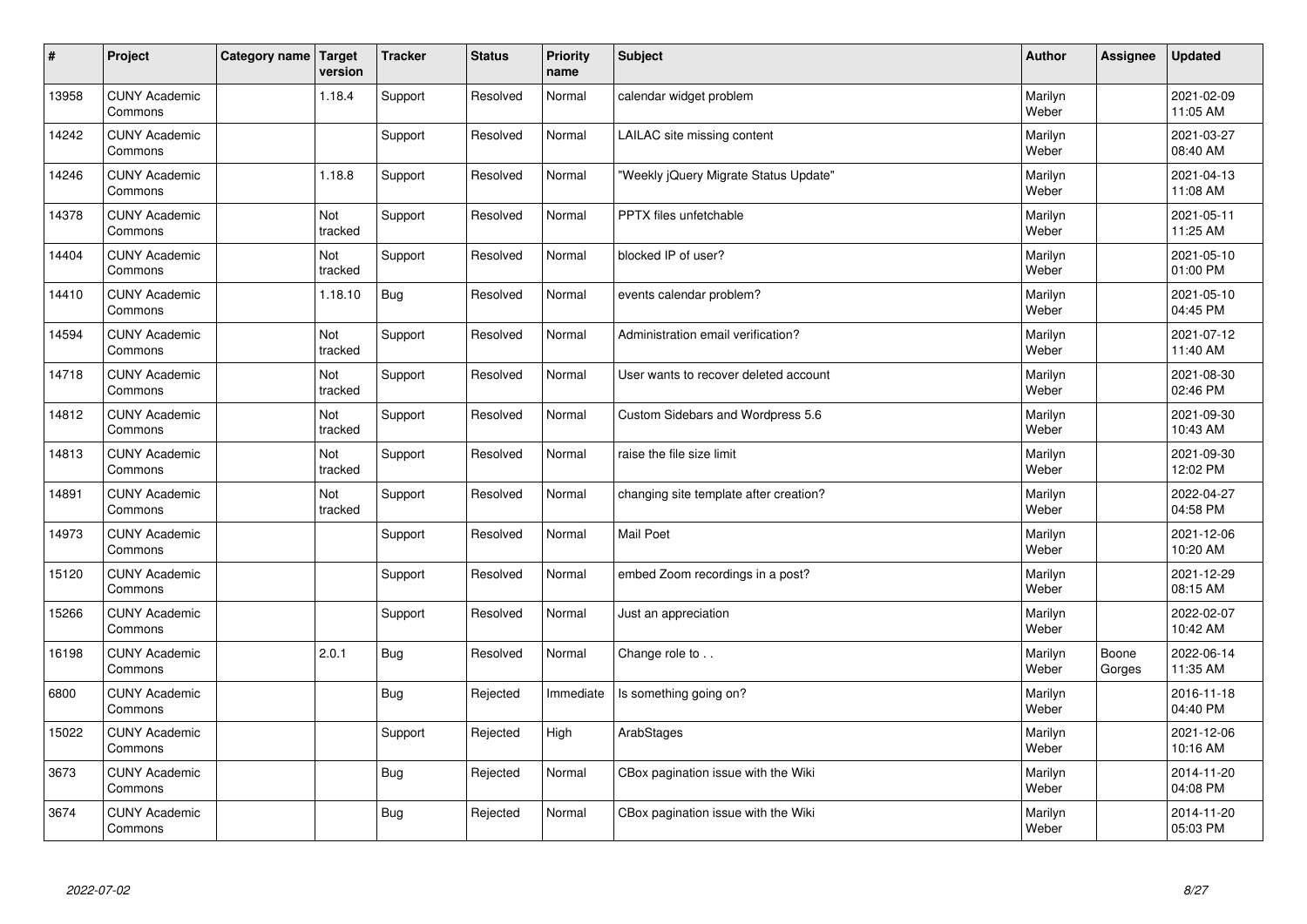| # | Project | Category name | Target version | Tracker | Status | Priority name | Subject | Author | Assignee | Updated |
|---|---|---|---|---|---|---|---|---|---|---|
| 13958 | CUNY Academic Commons | | 1.18.4 | Support | Resolved | Normal | calendar widget problem | Marilyn Weber | | 2021-02-09 11:05 AM |
| 14242 | CUNY Academic Commons | | | Support | Resolved | Normal | LAILAC site missing content | Marilyn Weber | | 2021-03-27 08:40 AM |
| 14246 | CUNY Academic Commons | | 1.18.8 | Support | Resolved | Normal | "Weekly jQuery Migrate Status Update" | Marilyn Weber | | 2021-04-13 11:08 AM |
| 14378 | CUNY Academic Commons | | Not tracked | Support | Resolved | Normal | PPTX files unfetchable | Marilyn Weber | | 2021-05-11 11:25 AM |
| 14404 | CUNY Academic Commons | | Not tracked | Support | Resolved | Normal | blocked IP of user? | Marilyn Weber | | 2021-05-10 01:00 PM |
| 14410 | CUNY Academic Commons | | 1.18.10 | Bug | Resolved | Normal | events calendar problem? | Marilyn Weber | | 2021-05-10 04:45 PM |
| 14594 | CUNY Academic Commons | | Not tracked | Support | Resolved | Normal | Administration email verification? | Marilyn Weber | | 2021-07-12 11:40 AM |
| 14718 | CUNY Academic Commons | | Not tracked | Support | Resolved | Normal | User wants to recover deleted account | Marilyn Weber | | 2021-08-30 02:46 PM |
| 14812 | CUNY Academic Commons | | Not tracked | Support | Resolved | Normal | Custom Sidebars and Wordpress 5.6 | Marilyn Weber | | 2021-09-30 10:43 AM |
| 14813 | CUNY Academic Commons | | Not tracked | Support | Resolved | Normal | raise the file size limit | Marilyn Weber | | 2021-09-30 12:02 PM |
| 14891 | CUNY Academic Commons | | Not tracked | Support | Resolved | Normal | changing site template after creation? | Marilyn Weber | | 2022-04-27 04:58 PM |
| 14973 | CUNY Academic Commons | | | Support | Resolved | Normal | Mail Poet | Marilyn Weber | | 2021-12-06 10:20 AM |
| 15120 | CUNY Academic Commons | | | Support | Resolved | Normal | embed Zoom recordings in a post? | Marilyn Weber | | 2021-12-29 08:15 AM |
| 15266 | CUNY Academic Commons | | | Support | Resolved | Normal | Just an appreciation | Marilyn Weber | | 2022-02-07 10:42 AM |
| 16198 | CUNY Academic Commons | | 2.0.1 | Bug | Resolved | Normal | Change role to . . | Marilyn Weber | Boone Gorges | 2022-06-14 11:35 AM |
| 6800 | CUNY Academic Commons | | | Bug | Rejected | Immediate | Is something going on? | Marilyn Weber | | 2016-11-18 04:40 PM |
| 15022 | CUNY Academic Commons | | | Support | Rejected | High | ArabStages | Marilyn Weber | | 2021-12-06 10:16 AM |
| 3673 | CUNY Academic Commons | | | Bug | Rejected | Normal | CBox pagination issue with the Wiki | Marilyn Weber | | 2014-11-20 04:08 PM |
| 3674 | CUNY Academic Commons | | | Bug | Rejected | Normal | CBox pagination issue with the Wiki | Marilyn Weber | | 2014-11-20 05:03 PM |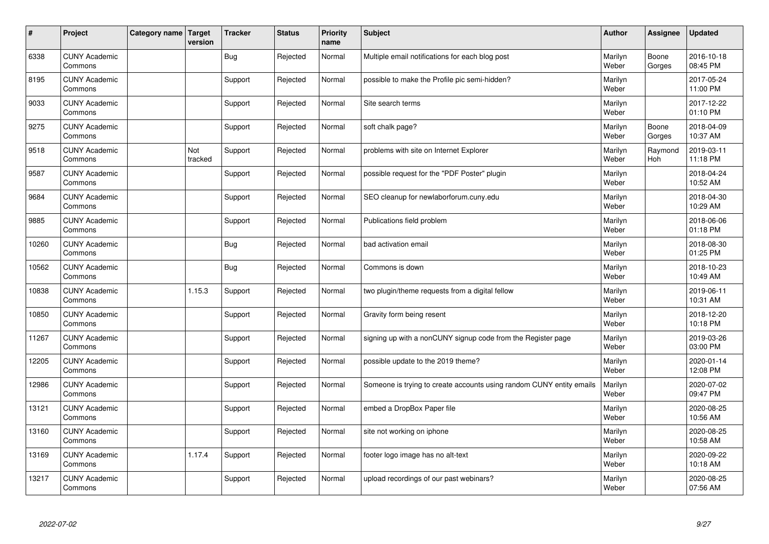| # | Project | Category name | Target version | Tracker | Status | Priority name | Subject | Author | Assignee | Updated |
|---|---|---|---|---|---|---|---|---|---|---|
| 6338 | CUNY Academic Commons | | | Bug | Rejected | Normal | Multiple email notifications for each blog post | Marilyn Weber | Boone Gorges | 2016-10-18 08:45 PM |
| 8195 | CUNY Academic Commons | | | Support | Rejected | Normal | possible to make the Profile pic semi-hidden? | Marilyn Weber | | 2017-05-24 11:00 PM |
| 9033 | CUNY Academic Commons | | | Support | Rejected | Normal | Site search terms | Marilyn Weber | | 2017-12-22 01:10 PM |
| 9275 | CUNY Academic Commons | | | Support | Rejected | Normal | soft chalk page? | Marilyn Weber | Boone Gorges | 2018-04-09 10:37 AM |
| 9518 | CUNY Academic Commons | | Not tracked | Support | Rejected | Normal | problems with site on Internet Explorer | Marilyn Weber | Raymond Hoh | 2019-03-11 11:18 PM |
| 9587 | CUNY Academic Commons | | | Support | Rejected | Normal | possible request for the "PDF Poster" plugin | Marilyn Weber | | 2018-04-24 10:52 AM |
| 9684 | CUNY Academic Commons | | | Support | Rejected | Normal | SEO cleanup for newlaborforum.cuny.edu | Marilyn Weber | | 2018-04-30 10:29 AM |
| 9885 | CUNY Academic Commons | | | Support | Rejected | Normal | Publications field problem | Marilyn Weber | | 2018-06-06 01:18 PM |
| 10260 | CUNY Academic Commons | | | Bug | Rejected | Normal | bad activation email | Marilyn Weber | | 2018-08-30 01:25 PM |
| 10562 | CUNY Academic Commons | | | Bug | Rejected | Normal | Commons is down | Marilyn Weber | | 2018-10-23 10:49 AM |
| 10838 | CUNY Academic Commons | | 1.15.3 | Support | Rejected | Normal | two plugin/theme requests from a digital fellow | Marilyn Weber | | 2019-06-11 10:31 AM |
| 10850 | CUNY Academic Commons | | | Support | Rejected | Normal | Gravity form being resent | Marilyn Weber | | 2018-12-20 10:18 PM |
| 11267 | CUNY Academic Commons | | | Support | Rejected | Normal | signing up with a nonCUNY signup code from the Register page | Marilyn Weber | | 2019-03-26 03:00 PM |
| 12205 | CUNY Academic Commons | | | Support | Rejected | Normal | possible update to the 2019 theme? | Marilyn Weber | | 2020-01-14 12:08 PM |
| 12986 | CUNY Academic Commons | | | Support | Rejected | Normal | Someone is trying to create accounts using random CUNY entity emails | Marilyn Weber | | 2020-07-02 09:47 PM |
| 13121 | CUNY Academic Commons | | | Support | Rejected | Normal | embed a DropBox Paper file | Marilyn Weber | | 2020-08-25 10:56 AM |
| 13160 | CUNY Academic Commons | | | Support | Rejected | Normal | site not working on iphone | Marilyn Weber | | 2020-08-25 10:58 AM |
| 13169 | CUNY Academic Commons | | 1.17.4 | Support | Rejected | Normal | footer logo image has no alt-text | Marilyn Weber | | 2020-09-22 10:18 AM |
| 13217 | CUNY Academic Commons | | | Support | Rejected | Normal | upload recordings of our past webinars? | Marilyn Weber | | 2020-08-25 07:56 AM |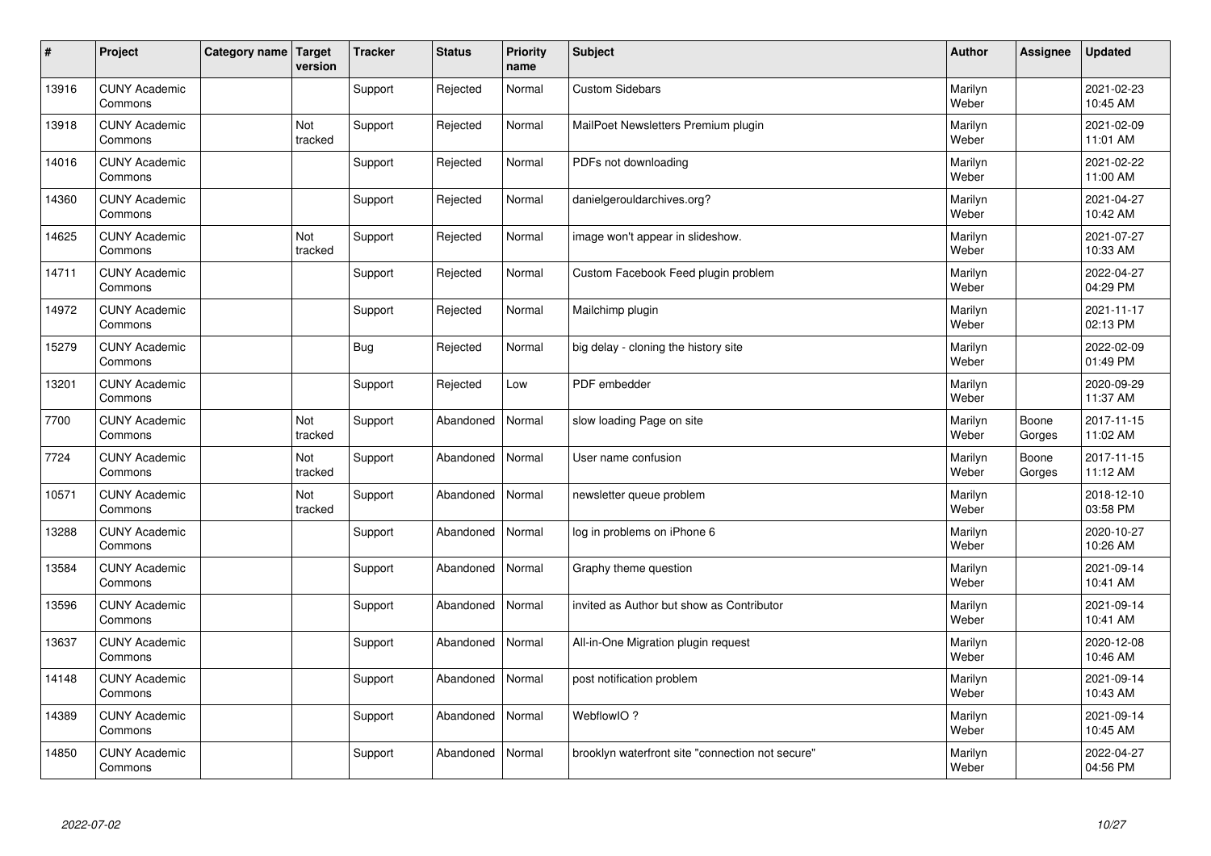| # | Project | Category name | Target version | Tracker | Status | Priority name | Subject | Author | Assignee | Updated |
| --- | --- | --- | --- | --- | --- | --- | --- | --- | --- | --- |
| 13916 | CUNY Academic Commons | | | Support | Rejected | Normal | Custom Sidebars | Marilyn Weber | | 2021-02-23 10:45 AM |
| 13918 | CUNY Academic Commons | | Not tracked | Support | Rejected | Normal | MailPoet Newsletters Premium plugin | Marilyn Weber | | 2021-02-09 11:01 AM |
| 14016 | CUNY Academic Commons | | | Support | Rejected | Normal | PDFs not downloading | Marilyn Weber | | 2021-02-22 11:00 AM |
| 14360 | CUNY Academic Commons | | | Support | Rejected | Normal | danielgerouldarchives.org? | Marilyn Weber | | 2021-04-27 10:42 AM |
| 14625 | CUNY Academic Commons | | Not tracked | Support | Rejected | Normal | image won't appear in slideshow. | Marilyn Weber | | 2021-07-27 10:33 AM |
| 14711 | CUNY Academic Commons | | | Support | Rejected | Normal | Custom Facebook Feed plugin problem | Marilyn Weber | | 2022-04-27 04:29 PM |
| 14972 | CUNY Academic Commons | | | Support | Rejected | Normal | Mailchimp plugin | Marilyn Weber | | 2021-11-17 02:13 PM |
| 15279 | CUNY Academic Commons | | | Bug | Rejected | Normal | big delay - cloning the history site | Marilyn Weber | | 2022-02-09 01:49 PM |
| 13201 | CUNY Academic Commons | | | Support | Rejected | Low | PDF embedder | Marilyn Weber | | 2020-09-29 11:37 AM |
| 7700 | CUNY Academic Commons | | Not tracked | Support | Abandoned | Normal | slow loading Page on site | Marilyn Weber | Boone Gorges | 2017-11-15 11:02 AM |
| 7724 | CUNY Academic Commons | | Not tracked | Support | Abandoned | Normal | User name confusion | Marilyn Weber | Boone Gorges | 2017-11-15 11:12 AM |
| 10571 | CUNY Academic Commons | | Not tracked | Support | Abandoned | Normal | newsletter queue problem | Marilyn Weber | | 2018-12-10 03:58 PM |
| 13288 | CUNY Academic Commons | | | Support | Abandoned | Normal | log in problems on iPhone 6 | Marilyn Weber | | 2020-10-27 10:26 AM |
| 13584 | CUNY Academic Commons | | | Support | Abandoned | Normal | Graphy theme question | Marilyn Weber | | 2021-09-14 10:41 AM |
| 13596 | CUNY Academic Commons | | | Support | Abandoned | Normal | invited as Author but show as Contributor | Marilyn Weber | | 2021-09-14 10:41 AM |
| 13637 | CUNY Academic Commons | | | Support | Abandoned | Normal | All-in-One Migration plugin request | Marilyn Weber | | 2020-12-08 10:46 AM |
| 14148 | CUNY Academic Commons | | | Support | Abandoned | Normal | post notification problem | Marilyn Weber | | 2021-09-14 10:43 AM |
| 14389 | CUNY Academic Commons | | | Support | Abandoned | Normal | WebflowIO ? | Marilyn Weber | | 2021-09-14 10:45 AM |
| 14850 | CUNY Academic Commons | | | Support | Abandoned | Normal | brooklyn waterfront site "connection not secure" | Marilyn Weber | | 2022-04-27 04:56 PM |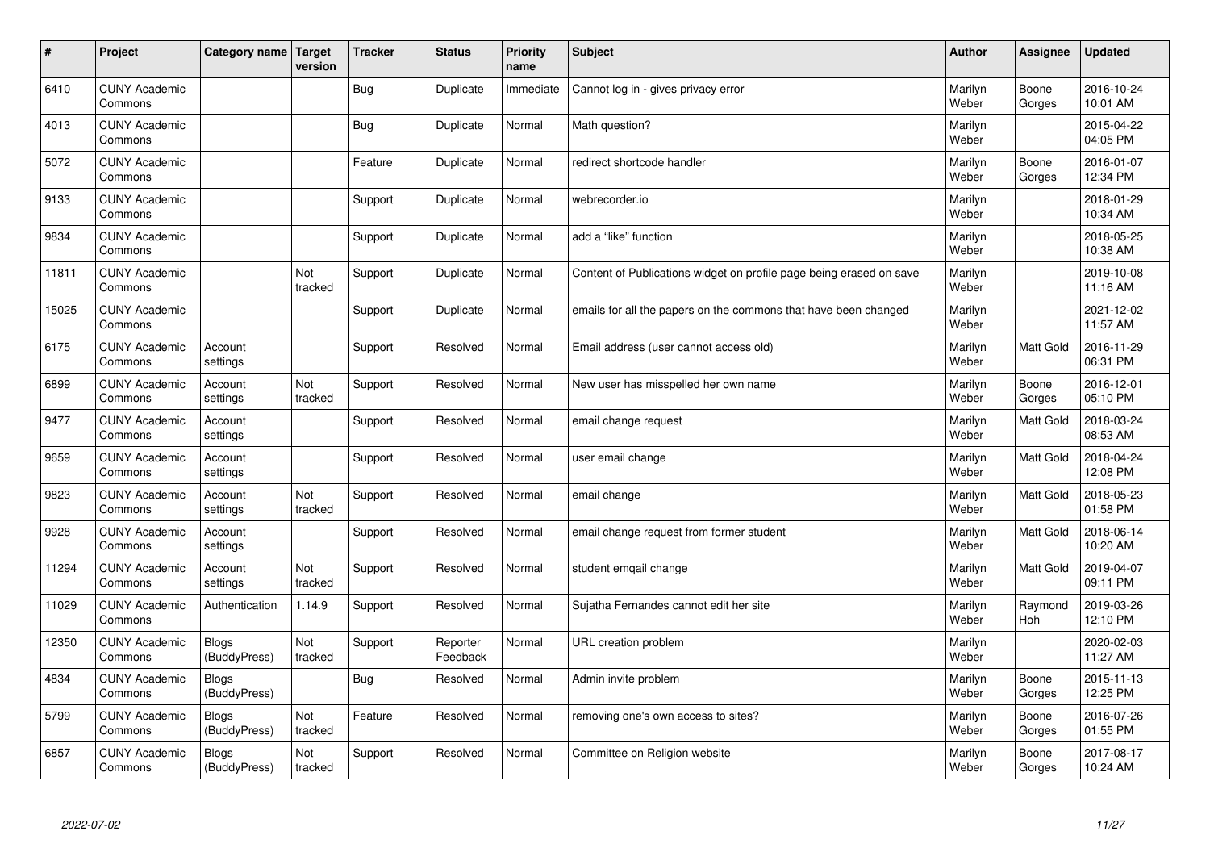| # | Project | Category name | Target version | Tracker | Status | Priority name | Subject | Author | Assignee | Updated |
|---|---|---|---|---|---|---|---|---|---|---|
| 6410 | CUNY Academic Commons | | | Bug | Duplicate | Immediate | Cannot log in - gives privacy error | Marilyn Weber | Boone Gorges | 2016-10-24 10:01 AM |
| 4013 | CUNY Academic Commons | | | Bug | Duplicate | Normal | Math question? | Marilyn Weber | | 2015-04-22 04:05 PM |
| 5072 | CUNY Academic Commons | | | Feature | Duplicate | Normal | redirect shortcode handler | Marilyn Weber | Boone Gorges | 2016-01-07 12:34 PM |
| 9133 | CUNY Academic Commons | | | Support | Duplicate | Normal | webrecorder.io | Marilyn Weber | | 2018-01-29 10:34 AM |
| 9834 | CUNY Academic Commons | | | Support | Duplicate | Normal | add a “like” function | Marilyn Weber | | 2018-05-25 10:38 AM |
| 11811 | CUNY Academic Commons | | Not tracked | Support | Duplicate | Normal | Content of Publications widget on profile page being erased on save | Marilyn Weber | | 2019-10-08 11:16 AM |
| 15025 | CUNY Academic Commons | | | Support | Duplicate | Normal | emails for all the papers on the commons that have been changed | Marilyn Weber | | 2021-12-02 11:57 AM |
| 6175 | CUNY Academic Commons | Account settings | | Support | Resolved | Normal | Email address (user cannot access old) | Marilyn Weber | Matt Gold | 2016-11-29 06:31 PM |
| 6899 | CUNY Academic Commons | Account settings | Not tracked | Support | Resolved | Normal | New user has misspelled her own name | Marilyn Weber | Boone Gorges | 2016-12-01 05:10 PM |
| 9477 | CUNY Academic Commons | Account settings | | Support | Resolved | Normal | email change request | Marilyn Weber | Matt Gold | 2018-03-24 08:53 AM |
| 9659 | CUNY Academic Commons | Account settings | | Support | Resolved | Normal | user email change | Marilyn Weber | Matt Gold | 2018-04-24 12:08 PM |
| 9823 | CUNY Academic Commons | Account settings | Not tracked | Support | Resolved | Normal | email change | Marilyn Weber | Matt Gold | 2018-05-23 01:58 PM |
| 9928 | CUNY Academic Commons | Account settings | | Support | Resolved | Normal | email change request from former student | Marilyn Weber | Matt Gold | 2018-06-14 10:20 AM |
| 11294 | CUNY Academic Commons | Account settings | Not tracked | Support | Resolved | Normal | student emqail change | Marilyn Weber | Matt Gold | 2019-04-07 09:11 PM |
| 11029 | CUNY Academic Commons | Authentication | 1.14.9 | Support | Resolved | Normal | Sujatha Fernandes cannot edit her site | Marilyn Weber | Raymond Hoh | 2019-03-26 12:10 PM |
| 12350 | CUNY Academic Commons | Blogs (BuddyPress) | Not tracked | Support | Reporter Feedback | Normal | URL creation problem | Marilyn Weber | | 2020-02-03 11:27 AM |
| 4834 | CUNY Academic Commons | Blogs (BuddyPress) | | Bug | Resolved | Normal | Admin invite problem | Marilyn Weber | Boone Gorges | 2015-11-13 12:25 PM |
| 5799 | CUNY Academic Commons | Blogs (BuddyPress) | Not tracked | Feature | Resolved | Normal | removing one's own access to sites? | Marilyn Weber | Boone Gorges | 2016-07-26 01:55 PM |
| 6857 | CUNY Academic Commons | Blogs (BuddyPress) | Not tracked | Support | Resolved | Normal | Committee on Religion website | Marilyn Weber | Boone Gorges | 2017-08-17 10:24 AM |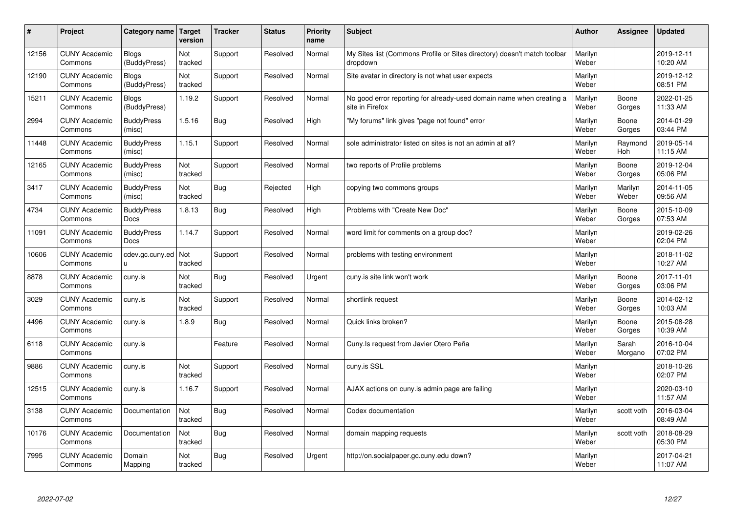| # | Project | Category name | Target version | Tracker | Status | Priority name | Subject | Author | Assignee | Updated |
|---|---|---|---|---|---|---|---|---|---|---|
| 12156 | CUNY Academic Commons | Blogs (BuddyPress) | Not tracked | Support | Resolved | Normal | My Sites list (Commons Profile or Sites directory) doesn't match toolbar dropdown | Marilyn Weber | | 2019-12-11 10:20 AM |
| 12190 | CUNY Academic Commons | Blogs (BuddyPress) | Not tracked | Support | Resolved | Normal | Site avatar in directory is not what user expects | Marilyn Weber | | 2019-12-12 08:51 PM |
| 15211 | CUNY Academic Commons | Blogs (BuddyPress) | 1.19.2 | Support | Resolved | Normal | No good error reporting for already-used domain name when creating a site in Firefox | Marilyn Weber | Boone Gorges | 2022-01-25 11:33 AM |
| 2994 | CUNY Academic Commons | BuddyPress (misc) | 1.5.16 | Bug | Resolved | High | "My forums" link gives "page not found" error | Marilyn Weber | Boone Gorges | 2014-01-29 03:44 PM |
| 11448 | CUNY Academic Commons | BuddyPress (misc) | 1.15.1 | Support | Resolved | Normal | sole administrator listed on sites is not an admin at all? | Marilyn Weber | Raymond Hoh | 2019-05-14 11:15 AM |
| 12165 | CUNY Academic Commons | BuddyPress (misc) | Not tracked | Support | Resolved | Normal | two reports of Profile problems | Marilyn Weber | Boone Gorges | 2019-12-04 05:06 PM |
| 3417 | CUNY Academic Commons | BuddyPress (misc) | Not tracked | Bug | Rejected | High | copying two commons groups | Marilyn Weber | Marilyn Weber | 2014-11-05 09:56 AM |
| 4734 | CUNY Academic Commons | BuddyPress Docs | 1.8.13 | Bug | Resolved | High | Problems with "Create New Doc" | Marilyn Weber | Boone Gorges | 2015-10-09 07:53 AM |
| 11091 | CUNY Academic Commons | BuddyPress Docs | 1.14.7 | Support | Resolved | Normal | word limit for comments on a group doc? | Marilyn Weber | | 2019-02-26 02:04 PM |
| 10606 | CUNY Academic Commons | cdev.gc.cuny.edu | Not tracked | Support | Resolved | Normal | problems with testing environment | Marilyn Weber | | 2018-11-02 10:27 AM |
| 8878 | CUNY Academic Commons | cuny.is | Not tracked | Bug | Resolved | Urgent | cuny.is site link won't work | Marilyn Weber | Boone Gorges | 2017-11-01 03:06 PM |
| 3029 | CUNY Academic Commons | cuny.is | Not tracked | Support | Resolved | Normal | shortlink request | Marilyn Weber | Boone Gorges | 2014-02-12 10:03 AM |
| 4496 | CUNY Academic Commons | cuny.is | 1.8.9 | Bug | Resolved | Normal | Quick links broken? | Marilyn Weber | Boone Gorges | 2015-08-28 10:39 AM |
| 6118 | CUNY Academic Commons | cuny.is | | Feature | Resolved | Normal | Cuny.Is request from Javier Otero Peña | Marilyn Weber | Sarah Morgano | 2016-10-04 07:02 PM |
| 9886 | CUNY Academic Commons | cuny.is | Not tracked | Support | Resolved | Normal | cuny.is SSL | Marilyn Weber | | 2018-10-26 02:07 PM |
| 12515 | CUNY Academic Commons | cuny.is | 1.16.7 | Support | Resolved | Normal | AJAX actions on cuny.is admin page are failing | Marilyn Weber | | 2020-03-10 11:57 AM |
| 3138 | CUNY Academic Commons | Documentation | Not tracked | Bug | Resolved | Normal | Codex documentation | Marilyn Weber | scott voth | 2016-03-04 08:49 AM |
| 10176 | CUNY Academic Commons | Documentation | Not tracked | Bug | Resolved | Normal | domain mapping requests | Marilyn Weber | scott voth | 2018-08-29 05:30 PM |
| 7995 | CUNY Academic Commons | Domain Mapping | Not tracked | Bug | Resolved | Urgent | http://on.socialpaper.gc.cuny.edu down? | Marilyn Weber | | 2017-04-21 11:07 AM |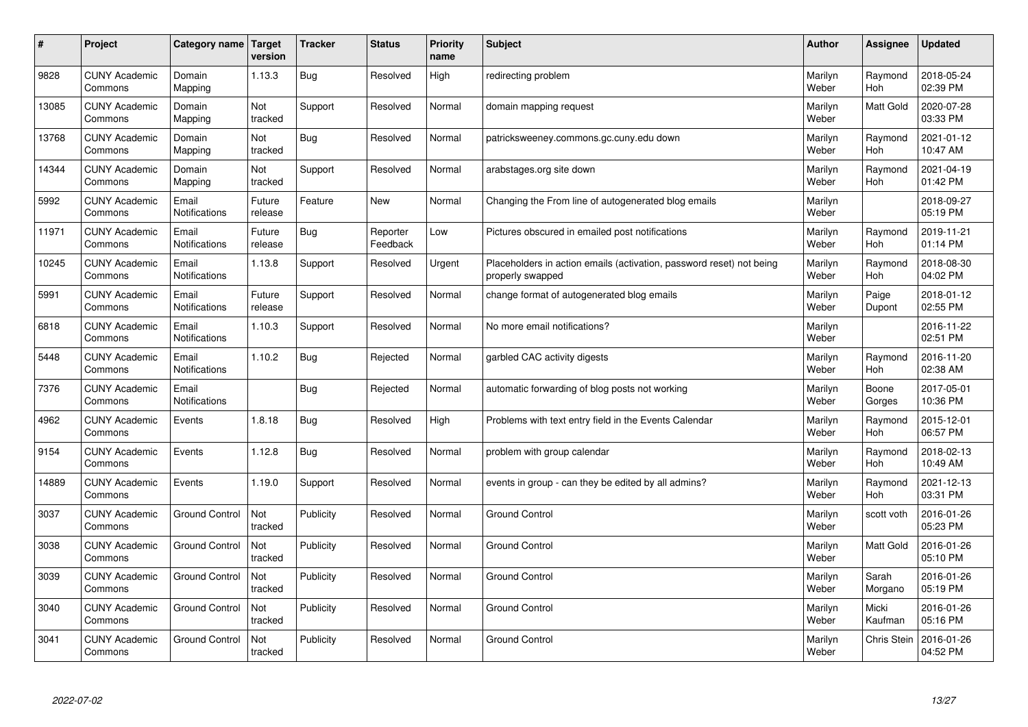| # | Project | Category name | Target version | Tracker | Status | Priority name | Subject | Author | Assignee | Updated |
|---|---|---|---|---|---|---|---|---|---|---|
| 9828 | CUNY Academic Commons | Domain Mapping | 1.13.3 | Bug | Resolved | High | redirecting problem | Marilyn Weber | Raymond Hoh | 2018-05-24 02:39 PM |
| 13085 | CUNY Academic Commons | Domain Mapping | Not tracked | Support | Resolved | Normal | domain mapping request | Marilyn Weber | Matt Gold | 2020-07-28 03:33 PM |
| 13768 | CUNY Academic Commons | Domain Mapping | Not tracked | Bug | Resolved | Normal | patricksweeney.commons.gc.cuny.edu down | Marilyn Weber | Raymond Hoh | 2021-01-12 10:47 AM |
| 14344 | CUNY Academic Commons | Domain Mapping | Not tracked | Support | Resolved | Normal | arabstages.org site down | Marilyn Weber | Raymond Hoh | 2021-04-19 01:42 PM |
| 5992 | CUNY Academic Commons | Email Notifications | Future release | Feature | New | Normal | Changing the From line of autogenerated blog emails | Marilyn Weber | | 2018-09-27 05:19 PM |
| 11971 | CUNY Academic Commons | Email Notifications | Future release | Bug | Reporter Feedback | Low | Pictures obscured in emailed post notifications | Marilyn Weber | Raymond Hoh | 2019-11-21 01:14 PM |
| 10245 | CUNY Academic Commons | Email Notifications | 1.13.8 | Support | Resolved | Urgent | Placeholders in action emails (activation, password reset) not being properly swapped | Marilyn Weber | Raymond Hoh | 2018-08-30 04:02 PM |
| 5991 | CUNY Academic Commons | Email Notifications | Future release | Support | Resolved | Normal | change format of autogenerated blog emails | Marilyn Weber | Paige Dupont | 2018-01-12 02:55 PM |
| 6818 | CUNY Academic Commons | Email Notifications | 1.10.3 | Support | Resolved | Normal | No more email notifications? | Marilyn Weber | | 2016-11-22 02:51 PM |
| 5448 | CUNY Academic Commons | Email Notifications | 1.10.2 | Bug | Rejected | Normal | garbled CAC activity digests | Marilyn Weber | Raymond Hoh | 2016-11-20 02:38 AM |
| 7376 | CUNY Academic Commons | Email Notifications | | Bug | Rejected | Normal | automatic forwarding of blog posts not working | Marilyn Weber | Boone Gorges | 2017-05-01 10:36 PM |
| 4962 | CUNY Academic Commons | Events | 1.8.18 | Bug | Resolved | High | Problems with text entry field in the Events Calendar | Marilyn Weber | Raymond Hoh | 2015-12-01 06:57 PM |
| 9154 | CUNY Academic Commons | Events | 1.12.8 | Bug | Resolved | Normal | problem with group calendar | Marilyn Weber | Raymond Hoh | 2018-02-13 10:49 AM |
| 14889 | CUNY Academic Commons | Events | 1.19.0 | Support | Resolved | Normal | events in group - can they be edited by all admins? | Marilyn Weber | Raymond Hoh | 2021-12-13 03:31 PM |
| 3037 | CUNY Academic Commons | Ground Control | Not tracked | Publicity | Resolved | Normal | Ground Control | Marilyn Weber | scott voth | 2016-01-26 05:23 PM |
| 3038 | CUNY Academic Commons | Ground Control | Not tracked | Publicity | Resolved | Normal | Ground Control | Marilyn Weber | Matt Gold | 2016-01-26 05:10 PM |
| 3039 | CUNY Academic Commons | Ground Control | Not tracked | Publicity | Resolved | Normal | Ground Control | Marilyn Weber | Sarah Morgano | 2016-01-26 05:19 PM |
| 3040 | CUNY Academic Commons | Ground Control | Not tracked | Publicity | Resolved | Normal | Ground Control | Marilyn Weber | Micki Kaufman | 2016-01-26 05:16 PM |
| 3041 | CUNY Academic Commons | Ground Control | Not tracked | Publicity | Resolved | Normal | Ground Control | Marilyn Weber | Chris Stein | 2016-01-26 04:52 PM |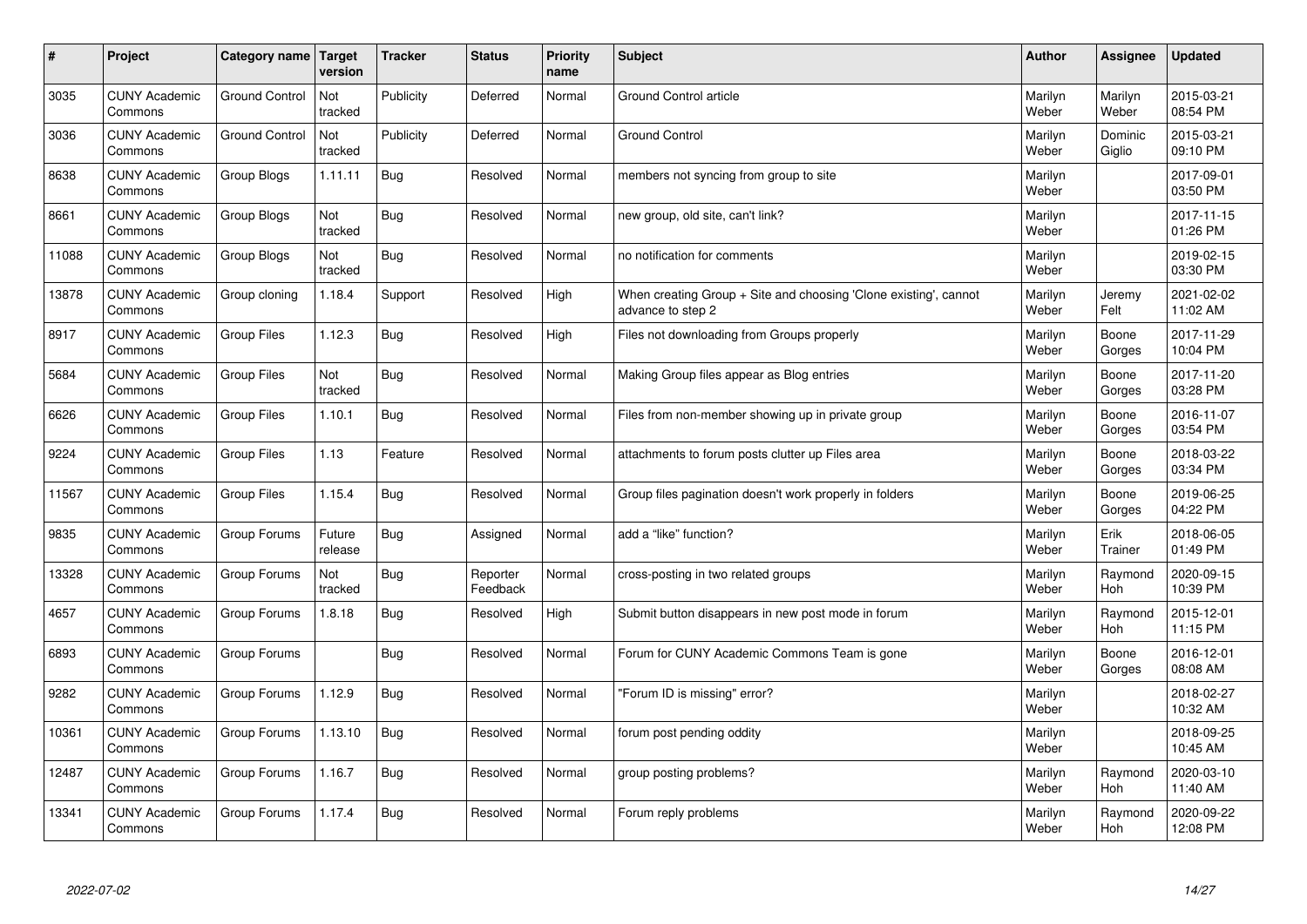| # | Project | Category name | Target version | Tracker | Status | Priority name | Subject | Author | Assignee | Updated |
|---|---|---|---|---|---|---|---|---|---|---|
| 3035 | CUNY Academic Commons | Ground Control | Not tracked | Publicity | Deferred | Normal | Ground Control article | Marilyn Weber | Marilyn Weber | 2015-03-21 08:54 PM |
| 3036 | CUNY Academic Commons | Ground Control | Not tracked | Publicity | Deferred | Normal | Ground Control | Marilyn Weber | Dominic Giglio | 2015-03-21 09:10 PM |
| 8638 | CUNY Academic Commons | Group Blogs | 1.11.11 | Bug | Resolved | Normal | members not syncing from group to site | Marilyn Weber | | 2017-09-01 03:50 PM |
| 8661 | CUNY Academic Commons | Group Blogs | Not tracked | Bug | Resolved | Normal | new group, old site, can't link? | Marilyn Weber | | 2017-11-15 01:26 PM |
| 11088 | CUNY Academic Commons | Group Blogs | Not tracked | Bug | Resolved | Normal | no notification for comments | Marilyn Weber | | 2019-02-15 03:30 PM |
| 13878 | CUNY Academic Commons | Group cloning | 1.18.4 | Support | Resolved | High | When creating Group + Site and choosing 'Clone existing', cannot advance to step 2 | Marilyn Weber | Jeremy Felt | 2021-02-02 11:02 AM |
| 8917 | CUNY Academic Commons | Group Files | 1.12.3 | Bug | Resolved | High | Files not downloading from Groups properly | Marilyn Weber | Boone Gorges | 2017-11-29 10:04 PM |
| 5684 | CUNY Academic Commons | Group Files | Not tracked | Bug | Resolved | Normal | Making Group files appear as Blog entries | Marilyn Weber | Boone Gorges | 2017-11-20 03:28 PM |
| 6626 | CUNY Academic Commons | Group Files | 1.10.1 | Bug | Resolved | Normal | Files from non-member showing up in private group | Marilyn Weber | Boone Gorges | 2016-11-07 03:54 PM |
| 9224 | CUNY Academic Commons | Group Files | 1.13 | Feature | Resolved | Normal | attachments to forum posts clutter up Files area | Marilyn Weber | Boone Gorges | 2018-03-22 03:34 PM |
| 11567 | CUNY Academic Commons | Group Files | 1.15.4 | Bug | Resolved | Normal | Group files pagination doesn't work properly in folders | Marilyn Weber | Boone Gorges | 2019-06-25 04:22 PM |
| 9835 | CUNY Academic Commons | Group Forums | Future release | Bug | Assigned | Normal | add a "like" function? | Marilyn Weber | Erik Trainer | 2018-06-05 01:49 PM |
| 13328 | CUNY Academic Commons | Group Forums | Not tracked | Bug | Reporter Feedback | Normal | cross-posting in two related groups | Marilyn Weber | Raymond Hoh | 2020-09-15 10:39 PM |
| 4657 | CUNY Academic Commons | Group Forums | 1.8.18 | Bug | Resolved | High | Submit button disappears in new post mode in forum | Marilyn Weber | Raymond Hoh | 2015-12-01 11:15 PM |
| 6893 | CUNY Academic Commons | Group Forums | | Bug | Resolved | Normal | Forum for CUNY Academic Commons Team is gone | Marilyn Weber | Boone Gorges | 2016-12-01 08:08 AM |
| 9282 | CUNY Academic Commons | Group Forums | 1.12.9 | Bug | Resolved | Normal | "Forum ID is missing" error? | Marilyn Weber | | 2018-02-27 10:32 AM |
| 10361 | CUNY Academic Commons | Group Forums | 1.13.10 | Bug | Resolved | Normal | forum post pending oddity | Marilyn Weber | | 2018-09-25 10:45 AM |
| 12487 | CUNY Academic Commons | Group Forums | 1.16.7 | Bug | Resolved | Normal | group posting problems? | Marilyn Weber | Raymond Hoh | 2020-03-10 11:40 AM |
| 13341 | CUNY Academic Commons | Group Forums | 1.17.4 | Bug | Resolved | Normal | Forum reply problems | Marilyn Weber | Raymond Hoh | 2020-09-22 12:08 PM |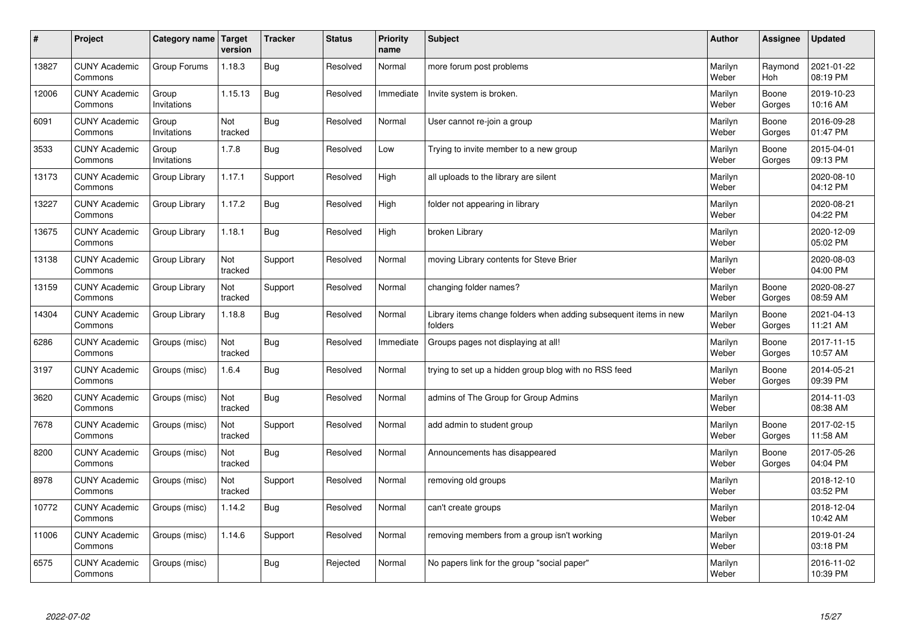| # | Project | Category name | Target version | Tracker | Status | Priority name | Subject | Author | Assignee | Updated |
|---|---|---|---|---|---|---|---|---|---|---|
| 13827 | CUNY Academic Commons | Group Forums | 1.18.3 | Bug | Resolved | Normal | more forum post problems | Marilyn Weber | Raymond Hoh | 2021-01-22 08:19 PM |
| 12006 | CUNY Academic Commons | Group Invitations | 1.15.13 | Bug | Resolved | Immediate | Invite system is broken. | Marilyn Weber | Boone Gorges | 2019-10-23 10:16 AM |
| 6091 | CUNY Academic Commons | Group Invitations | Not tracked | Bug | Resolved | Normal | User cannot re-join a group | Marilyn Weber | Boone Gorges | 2016-09-28 01:47 PM |
| 3533 | CUNY Academic Commons | Group Invitations | 1.7.8 | Bug | Resolved | Low | Trying to invite member to a new group | Marilyn Weber | Boone Gorges | 2015-04-01 09:13 PM |
| 13173 | CUNY Academic Commons | Group Library | 1.17.1 | Support | Resolved | High | all uploads to the library are silent | Marilyn Weber | | 2020-08-10 04:12 PM |
| 13227 | CUNY Academic Commons | Group Library | 1.17.2 | Bug | Resolved | High | folder not appearing in library | Marilyn Weber | | 2020-08-21 04:22 PM |
| 13675 | CUNY Academic Commons | Group Library | 1.18.1 | Bug | Resolved | High | broken Library | Marilyn Weber | | 2020-12-09 05:02 PM |
| 13138 | CUNY Academic Commons | Group Library | Not tracked | Support | Resolved | Normal | moving Library contents for Steve Brier | Marilyn Weber | | 2020-08-03 04:00 PM |
| 13159 | CUNY Academic Commons | Group Library | Not tracked | Support | Resolved | Normal | changing folder names? | Marilyn Weber | Boone Gorges | 2020-08-27 08:59 AM |
| 14304 | CUNY Academic Commons | Group Library | 1.18.8 | Bug | Resolved | Normal | Library items change folders when adding subsequent items in new folders | Marilyn Weber | Boone Gorges | 2021-04-13 11:21 AM |
| 6286 | CUNY Academic Commons | Groups (misc) | Not tracked | Bug | Resolved | Immediate | Groups pages not displaying at all! | Marilyn Weber | Boone Gorges | 2017-11-15 10:57 AM |
| 3197 | CUNY Academic Commons | Groups (misc) | 1.6.4 | Bug | Resolved | Normal | trying to set up a hidden group blog with no RSS feed | Marilyn Weber | Boone Gorges | 2014-05-21 09:39 PM |
| 3620 | CUNY Academic Commons | Groups (misc) | Not tracked | Bug | Resolved | Normal | admins of The Group for Group Admins | Marilyn Weber | | 2014-11-03 08:38 AM |
| 7678 | CUNY Academic Commons | Groups (misc) | Not tracked | Support | Resolved | Normal | add admin to student group | Marilyn Weber | Boone Gorges | 2017-02-15 11:58 AM |
| 8200 | CUNY Academic Commons | Groups (misc) | Not tracked | Bug | Resolved | Normal | Announcements has disappeared | Marilyn Weber | Boone Gorges | 2017-05-26 04:04 PM |
| 8978 | CUNY Academic Commons | Groups (misc) | Not tracked | Support | Resolved | Normal | removing old groups | Marilyn Weber | | 2018-12-10 03:52 PM |
| 10772 | CUNY Academic Commons | Groups (misc) | 1.14.2 | Bug | Resolved | Normal | can't create groups | Marilyn Weber | | 2018-12-04 10:42 AM |
| 11006 | CUNY Academic Commons | Groups (misc) | 1.14.6 | Support | Resolved | Normal | removing members from a group isn't working | Marilyn Weber | | 2019-01-24 03:18 PM |
| 6575 | CUNY Academic Commons | Groups (misc) | | Bug | Rejected | Normal | No papers link for the group "social paper" | Marilyn Weber | | 2016-11-02 10:39 PM |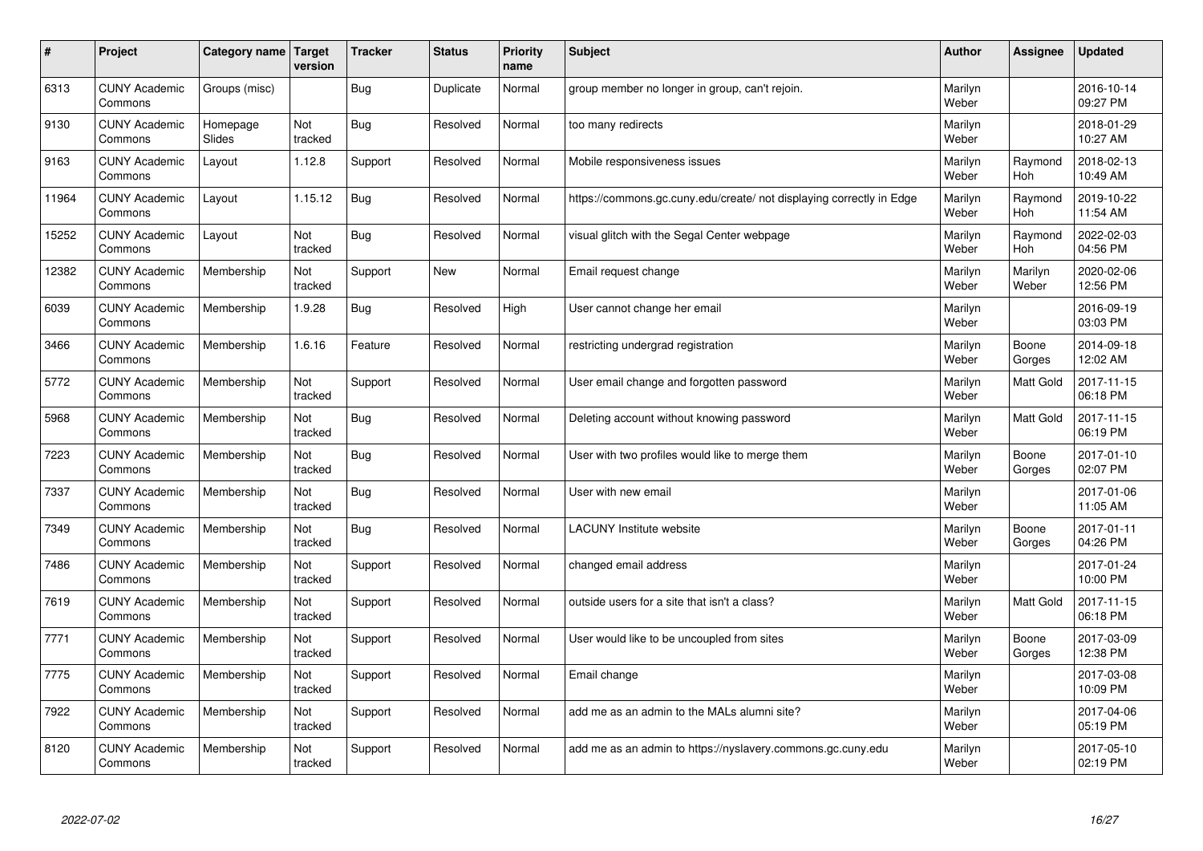| # | Project | Category name | Target version | Tracker | Status | Priority name | Subject | Author | Assignee | Updated |
|---|---|---|---|---|---|---|---|---|---|---|
| 6313 | CUNY Academic Commons | Groups (misc) | | Bug | Duplicate | Normal | group member no longer in group, can't rejoin. | Marilyn Weber | | 2016-10-14 09:27 PM |
| 9130 | CUNY Academic Commons | Homepage Slides | Not tracked | Bug | Resolved | Normal | too many redirects | Marilyn Weber | | 2018-01-29 10:27 AM |
| 9163 | CUNY Academic Commons | Layout | 1.12.8 | Support | Resolved | Normal | Mobile responsiveness issues | Marilyn Weber | Raymond Hoh | 2018-02-13 10:49 AM |
| 11964 | CUNY Academic Commons | Layout | 1.15.12 | Bug | Resolved | Normal | https://commons.gc.cuny.edu/create/ not displaying correctly in Edge | Marilyn Weber | Raymond Hoh | 2019-10-22 11:54 AM |
| 15252 | CUNY Academic Commons | Layout | Not tracked | Bug | Resolved | Normal | visual glitch with the Segal Center webpage | Marilyn Weber | Raymond Hoh | 2022-02-03 04:56 PM |
| 12382 | CUNY Academic Commons | Membership | Not tracked | Support | New | Normal | Email request change | Marilyn Weber | Marilyn Weber | 2020-02-06 12:56 PM |
| 6039 | CUNY Academic Commons | Membership | 1.9.28 | Bug | Resolved | High | User cannot change her email | Marilyn Weber | | 2016-09-19 03:03 PM |
| 3466 | CUNY Academic Commons | Membership | 1.6.16 | Feature | Resolved | Normal | restricting undergrad registration | Marilyn Weber | Boone Gorges | 2014-09-18 12:02 AM |
| 5772 | CUNY Academic Commons | Membership | Not tracked | Support | Resolved | Normal | User email change and forgotten password | Marilyn Weber | Matt Gold | 2017-11-15 06:18 PM |
| 5968 | CUNY Academic Commons | Membership | Not tracked | Bug | Resolved | Normal | Deleting account without knowing password | Marilyn Weber | Matt Gold | 2017-11-15 06:19 PM |
| 7223 | CUNY Academic Commons | Membership | Not tracked | Bug | Resolved | Normal | User with two profiles would like to merge them | Marilyn Weber | Boone Gorges | 2017-01-10 02:07 PM |
| 7337 | CUNY Academic Commons | Membership | Not tracked | Bug | Resolved | Normal | User with new email | Marilyn Weber | | 2017-01-06 11:05 AM |
| 7349 | CUNY Academic Commons | Membership | Not tracked | Bug | Resolved | Normal | LACUNY Institute website | Marilyn Weber | Boone Gorges | 2017-01-11 04:26 PM |
| 7486 | CUNY Academic Commons | Membership | Not tracked | Support | Resolved | Normal | changed email address | Marilyn Weber | | 2017-01-24 10:00 PM |
| 7619 | CUNY Academic Commons | Membership | Not tracked | Support | Resolved | Normal | outside users for a site that isn't a class? | Marilyn Weber | Matt Gold | 2017-11-15 06:18 PM |
| 7771 | CUNY Academic Commons | Membership | Not tracked | Support | Resolved | Normal | User would like to be uncoupled from sites | Marilyn Weber | Boone Gorges | 2017-03-09 12:38 PM |
| 7775 | CUNY Academic Commons | Membership | Not tracked | Support | Resolved | Normal | Email change | Marilyn Weber | | 2017-03-08 10:09 PM |
| 7922 | CUNY Academic Commons | Membership | Not tracked | Support | Resolved | Normal | add me as an admin to the MALs alumni site? | Marilyn Weber | | 2017-04-06 05:19 PM |
| 8120 | CUNY Academic Commons | Membership | Not tracked | Support | Resolved | Normal | add me as an admin to https://nyslavery.commons.gc.cuny.edu | Marilyn Weber | | 2017-05-10 02:19 PM |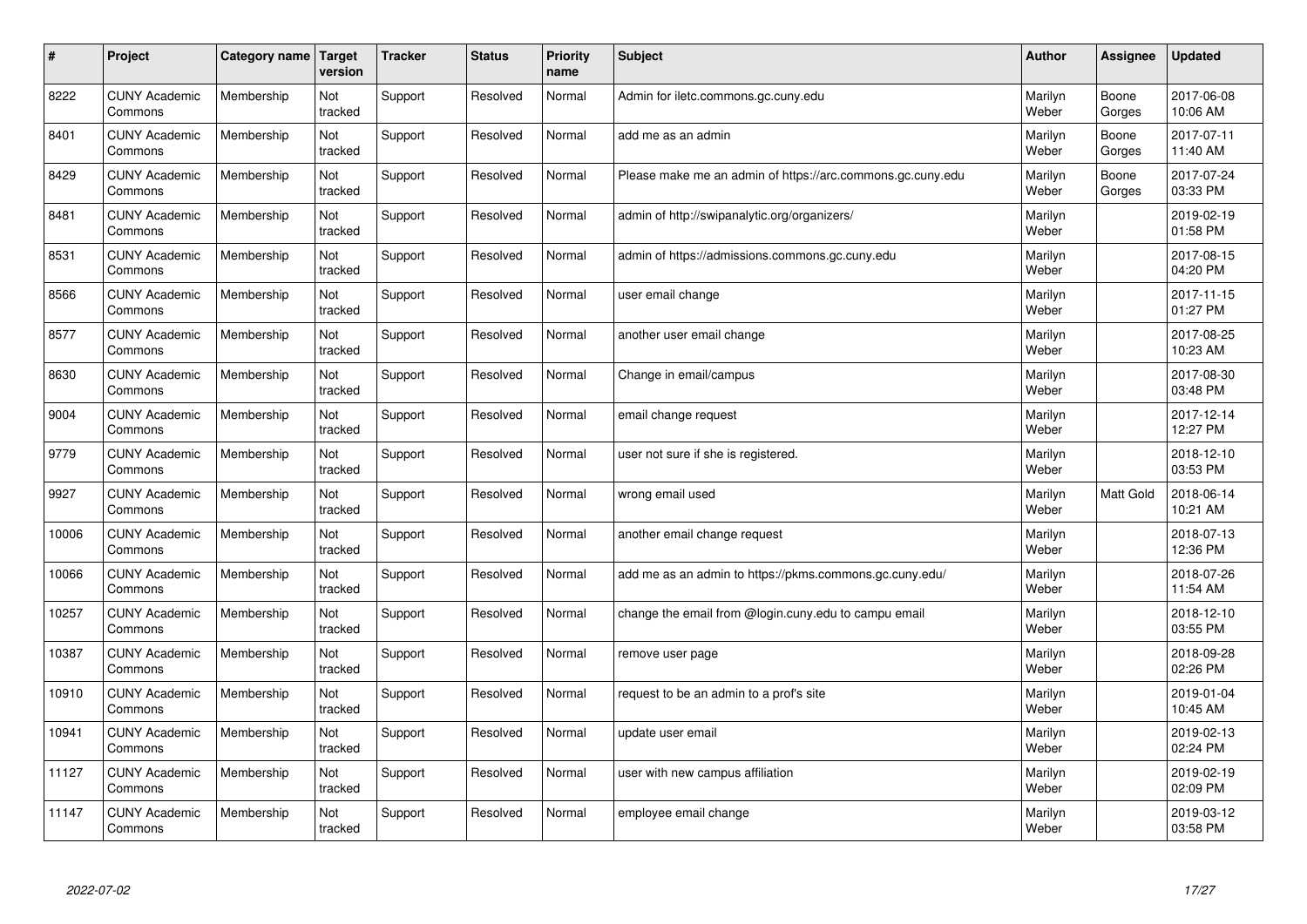| # | Project | Category name | Target version | Tracker | Status | Priority name | Subject | Author | Assignee | Updated |
|---|---|---|---|---|---|---|---|---|---|---|
| 8222 | CUNY Academic Commons | Membership | Not tracked | Support | Resolved | Normal | Admin for iletc.commons.gc.cuny.edu | Marilyn Weber | Boone Gorges | 2017-06-08 10:06 AM |
| 8401 | CUNY Academic Commons | Membership | Not tracked | Support | Resolved | Normal | add me as an admin | Marilyn Weber | Boone Gorges | 2017-07-11 11:40 AM |
| 8429 | CUNY Academic Commons | Membership | Not tracked | Support | Resolved | Normal | Please make me an admin of https://arc.commons.gc.cuny.edu | Marilyn Weber | Boone Gorges | 2017-07-24 03:33 PM |
| 8481 | CUNY Academic Commons | Membership | Not tracked | Support | Resolved | Normal | admin of http://swipanalytic.org/organizers/ | Marilyn Weber | | 2019-02-19 01:58 PM |
| 8531 | CUNY Academic Commons | Membership | Not tracked | Support | Resolved | Normal | admin of https://admissions.commons.gc.cuny.edu | Marilyn Weber | | 2017-08-15 04:20 PM |
| 8566 | CUNY Academic Commons | Membership | Not tracked | Support | Resolved | Normal | user email change | Marilyn Weber | | 2017-11-15 01:27 PM |
| 8577 | CUNY Academic Commons | Membership | Not tracked | Support | Resolved | Normal | another user email change | Marilyn Weber | | 2017-08-25 10:23 AM |
| 8630 | CUNY Academic Commons | Membership | Not tracked | Support | Resolved | Normal | Change in email/campus | Marilyn Weber | | 2017-08-30 03:48 PM |
| 9004 | CUNY Academic Commons | Membership | Not tracked | Support | Resolved | Normal | email change request | Marilyn Weber | | 2017-12-14 12:27 PM |
| 9779 | CUNY Academic Commons | Membership | Not tracked | Support | Resolved | Normal | user not sure if she is registered. | Marilyn Weber | | 2018-12-10 03:53 PM |
| 9927 | CUNY Academic Commons | Membership | Not tracked | Support | Resolved | Normal | wrong email used | Marilyn Weber | Matt Gold | 2018-06-14 10:21 AM |
| 10006 | CUNY Academic Commons | Membership | Not tracked | Support | Resolved | Normal | another email change request | Marilyn Weber | | 2018-07-13 12:36 PM |
| 10066 | CUNY Academic Commons | Membership | Not tracked | Support | Resolved | Normal | add me as an admin to https://pkms.commons.gc.cuny.edu/ | Marilyn Weber | | 2018-07-26 11:54 AM |
| 10257 | CUNY Academic Commons | Membership | Not tracked | Support | Resolved | Normal | change the email from @login.cuny.edu to campu email | Marilyn Weber | | 2018-12-10 03:55 PM |
| 10387 | CUNY Academic Commons | Membership | Not tracked | Support | Resolved | Normal | remove user page | Marilyn Weber | | 2018-09-28 02:26 PM |
| 10910 | CUNY Academic Commons | Membership | Not tracked | Support | Resolved | Normal | request to be an admin to a prof's site | Marilyn Weber | | 2019-01-04 10:45 AM |
| 10941 | CUNY Academic Commons | Membership | Not tracked | Support | Resolved | Normal | update user email | Marilyn Weber | | 2019-02-13 02:24 PM |
| 11127 | CUNY Academic Commons | Membership | Not tracked | Support | Resolved | Normal | user with new campus affiliation | Marilyn Weber | | 2019-02-19 02:09 PM |
| 11147 | CUNY Academic Commons | Membership | Not tracked | Support | Resolved | Normal | employee email change | Marilyn Weber | | 2019-03-12 03:58 PM |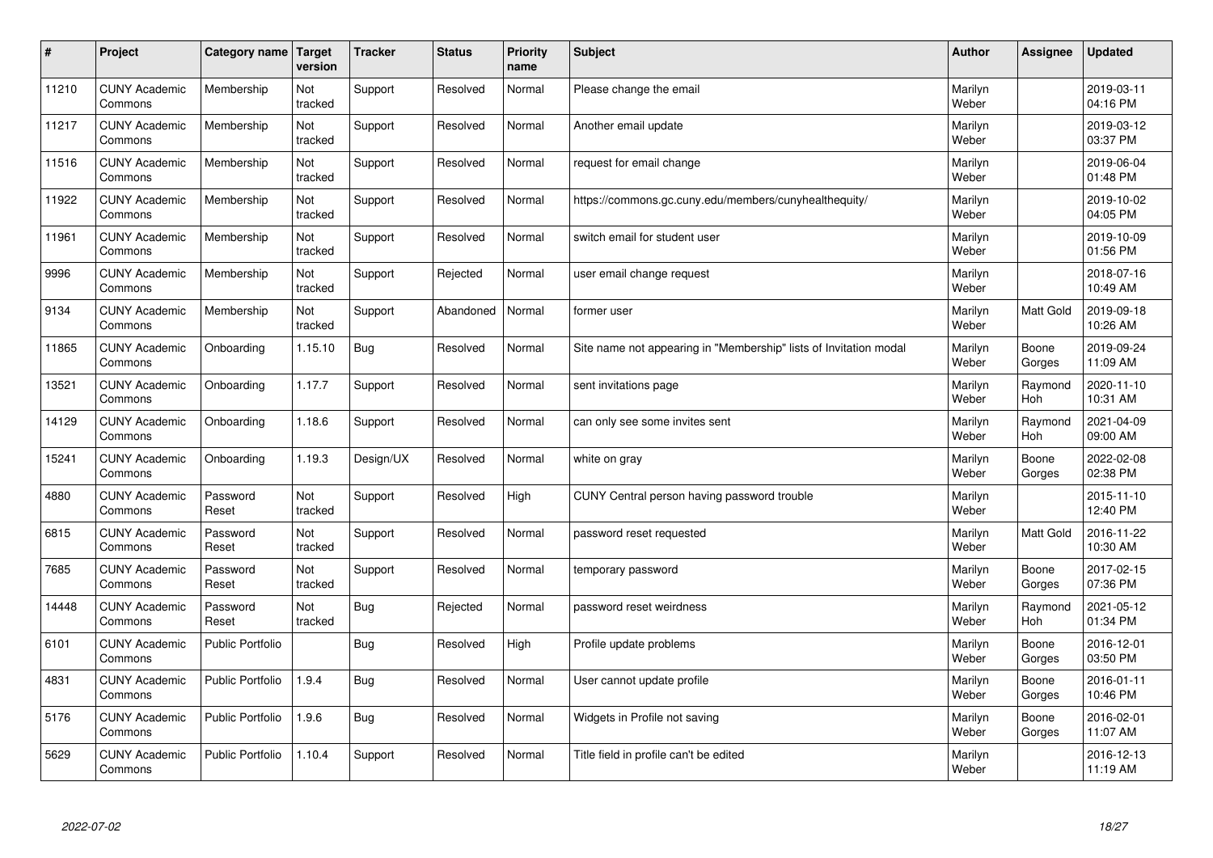| # | Project | Category name | Target version | Tracker | Status | Priority name | Subject | Author | Assignee | Updated |
| --- | --- | --- | --- | --- | --- | --- | --- | --- | --- | --- |
| 11210 | CUNY Academic Commons | Membership | Not tracked | Support | Resolved | Normal | Please change the email | Marilyn Weber | | 2019-03-11 04:16 PM |
| 11217 | CUNY Academic Commons | Membership | Not tracked | Support | Resolved | Normal | Another email update | Marilyn Weber | | 2019-03-12 03:37 PM |
| 11516 | CUNY Academic Commons | Membership | Not tracked | Support | Resolved | Normal | request for email change | Marilyn Weber | | 2019-06-04 01:48 PM |
| 11922 | CUNY Academic Commons | Membership | Not tracked | Support | Resolved | Normal | https://commons.gc.cuny.edu/members/cunyhealthequity/ | Marilyn Weber | | 2019-10-02 04:05 PM |
| 11961 | CUNY Academic Commons | Membership | Not tracked | Support | Resolved | Normal | switch email for student user | Marilyn Weber | | 2019-10-09 01:56 PM |
| 9996 | CUNY Academic Commons | Membership | Not tracked | Support | Rejected | Normal | user email change request | Marilyn Weber | | 2018-07-16 10:49 AM |
| 9134 | CUNY Academic Commons | Membership | Not tracked | Support | Abandoned | Normal | former user | Marilyn Weber | Matt Gold | 2019-09-18 10:26 AM |
| 11865 | CUNY Academic Commons | Onboarding | 1.15.10 | Bug | Resolved | Normal | Site name not appearing in "Membership" lists of Invitation modal | Marilyn Weber | Boone Gorges | 2019-09-24 11:09 AM |
| 13521 | CUNY Academic Commons | Onboarding | 1.17.7 | Support | Resolved | Normal | sent invitations page | Marilyn Weber | Raymond Hoh | 2020-11-10 10:31 AM |
| 14129 | CUNY Academic Commons | Onboarding | 1.18.6 | Support | Resolved | Normal | can only see some invites sent | Marilyn Weber | Raymond Hoh | 2021-04-09 09:00 AM |
| 15241 | CUNY Academic Commons | Onboarding | 1.19.3 | Design/UX | Resolved | Normal | white on gray | Marilyn Weber | Boone Gorges | 2022-02-08 02:38 PM |
| 4880 | CUNY Academic Commons | Password Reset | Not tracked | Support | Resolved | High | CUNY Central person having password trouble | Marilyn Weber | | 2015-11-10 12:40 PM |
| 6815 | CUNY Academic Commons | Password Reset | Not tracked | Support | Resolved | Normal | password reset requested | Marilyn Weber | Matt Gold | 2016-11-22 10:30 AM |
| 7685 | CUNY Academic Commons | Password Reset | Not tracked | Support | Resolved | Normal | temporary password | Marilyn Weber | Boone Gorges | 2017-02-15 07:36 PM |
| 14448 | CUNY Academic Commons | Password Reset | Not tracked | Bug | Rejected | Normal | password reset weirdness | Marilyn Weber | Raymond Hoh | 2021-05-12 01:34 PM |
| 6101 | CUNY Academic Commons | Public Portfolio | | Bug | Resolved | High | Profile update problems | Marilyn Weber | Boone Gorges | 2016-12-01 03:50 PM |
| 4831 | CUNY Academic Commons | Public Portfolio | 1.9.4 | Bug | Resolved | Normal | User cannot update profile | Marilyn Weber | Boone Gorges | 2016-01-11 10:46 PM |
| 5176 | CUNY Academic Commons | Public Portfolio | 1.9.6 | Bug | Resolved | Normal | Widgets in Profile not saving | Marilyn Weber | Boone Gorges | 2016-02-01 11:07 AM |
| 5629 | CUNY Academic Commons | Public Portfolio | 1.10.4 | Support | Resolved | Normal | Title field in profile can't be edited | Marilyn Weber | | 2016-12-13 11:19 AM |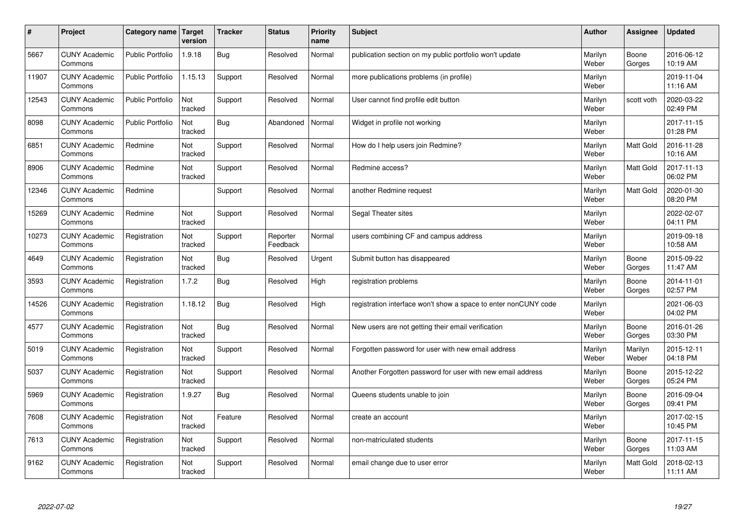| # | Project | Category name | Target version | Tracker | Status | Priority name | Subject | Author | Assignee | Updated |
|---|---|---|---|---|---|---|---|---|---|---|
| 5667 | CUNY Academic Commons | Public Portfolio | 1.9.18 | Bug | Resolved | Normal | publication section on my public portfolio won't update | Marilyn Weber | Boone Gorges | 2016-06-12 10:19 AM |
| 11907 | CUNY Academic Commons | Public Portfolio | 1.15.13 | Support | Resolved | Normal | more publications problems (in profile) | Marilyn Weber | | 2019-11-04 11:16 AM |
| 12543 | CUNY Academic Commons | Public Portfolio | Not tracked | Support | Resolved | Normal | User cannot find profile edit button | Marilyn Weber | scott voth | 2020-03-22 02:49 PM |
| 8098 | CUNY Academic Commons | Public Portfolio | Not tracked | Bug | Abandoned | Normal | Widget in profile not working | Marilyn Weber | | 2017-11-15 01:28 PM |
| 6851 | CUNY Academic Commons | Redmine | Not tracked | Support | Resolved | Normal | How do I help users join Redmine? | Marilyn Weber | Matt Gold | 2016-11-28 10:16 AM |
| 8906 | CUNY Academic Commons | Redmine | Not tracked | Support | Resolved | Normal | Redmine access? | Marilyn Weber | Matt Gold | 2017-11-13 06:02 PM |
| 12346 | CUNY Academic Commons | Redmine | | Support | Resolved | Normal | another Redmine request | Marilyn Weber | Matt Gold | 2020-01-30 08:20 PM |
| 15269 | CUNY Academic Commons | Redmine | Not tracked | Support | Resolved | Normal | Segal Theater sites | Marilyn Weber | | 2022-02-07 04:11 PM |
| 10273 | CUNY Academic Commons | Registration | Not tracked | Support | Reporter Feedback | Normal | users combining CF and campus address | Marilyn Weber | | 2019-09-18 10:58 AM |
| 4649 | CUNY Academic Commons | Registration | Not tracked | Bug | Resolved | Urgent | Submit button has disappeared | Marilyn Weber | Boone Gorges | 2015-09-22 11:47 AM |
| 3593 | CUNY Academic Commons | Registration | 1.7.2 | Bug | Resolved | High | registration problems | Marilyn Weber | Boone Gorges | 2014-11-01 02:57 PM |
| 14526 | CUNY Academic Commons | Registration | 1.18.12 | Bug | Resolved | High | registration interface won't show a space to enter nonCUNY code | Marilyn Weber | | 2021-06-03 04:02 PM |
| 4577 | CUNY Academic Commons | Registration | Not tracked | Bug | Resolved | Normal | New users are not getting their email verification | Marilyn Weber | Boone Gorges | 2016-01-26 03:30 PM |
| 5019 | CUNY Academic Commons | Registration | Not tracked | Support | Resolved | Normal | Forgotten password for user with new email address | Marilyn Weber | Marilyn Weber | 2015-12-11 04:18 PM |
| 5037 | CUNY Academic Commons | Registration | Not tracked | Support | Resolved | Normal | Another Forgotten password for user with new email address | Marilyn Weber | Boone Gorges | 2015-12-22 05:24 PM |
| 5969 | CUNY Academic Commons | Registration | 1.9.27 | Bug | Resolved | Normal | Queens students unable to join | Marilyn Weber | Boone Gorges | 2016-09-04 09:41 PM |
| 7608 | CUNY Academic Commons | Registration | Not tracked | Feature | Resolved | Normal | create an account | Marilyn Weber | | 2017-02-15 10:45 PM |
| 7613 | CUNY Academic Commons | Registration | Not tracked | Support | Resolved | Normal | non-matriculated students | Marilyn Weber | Boone Gorges | 2017-11-15 11:03 AM |
| 9162 | CUNY Academic Commons | Registration | Not tracked | Support | Resolved | Normal | email change due to user error | Marilyn Weber | Matt Gold | 2018-02-13 11:11 AM |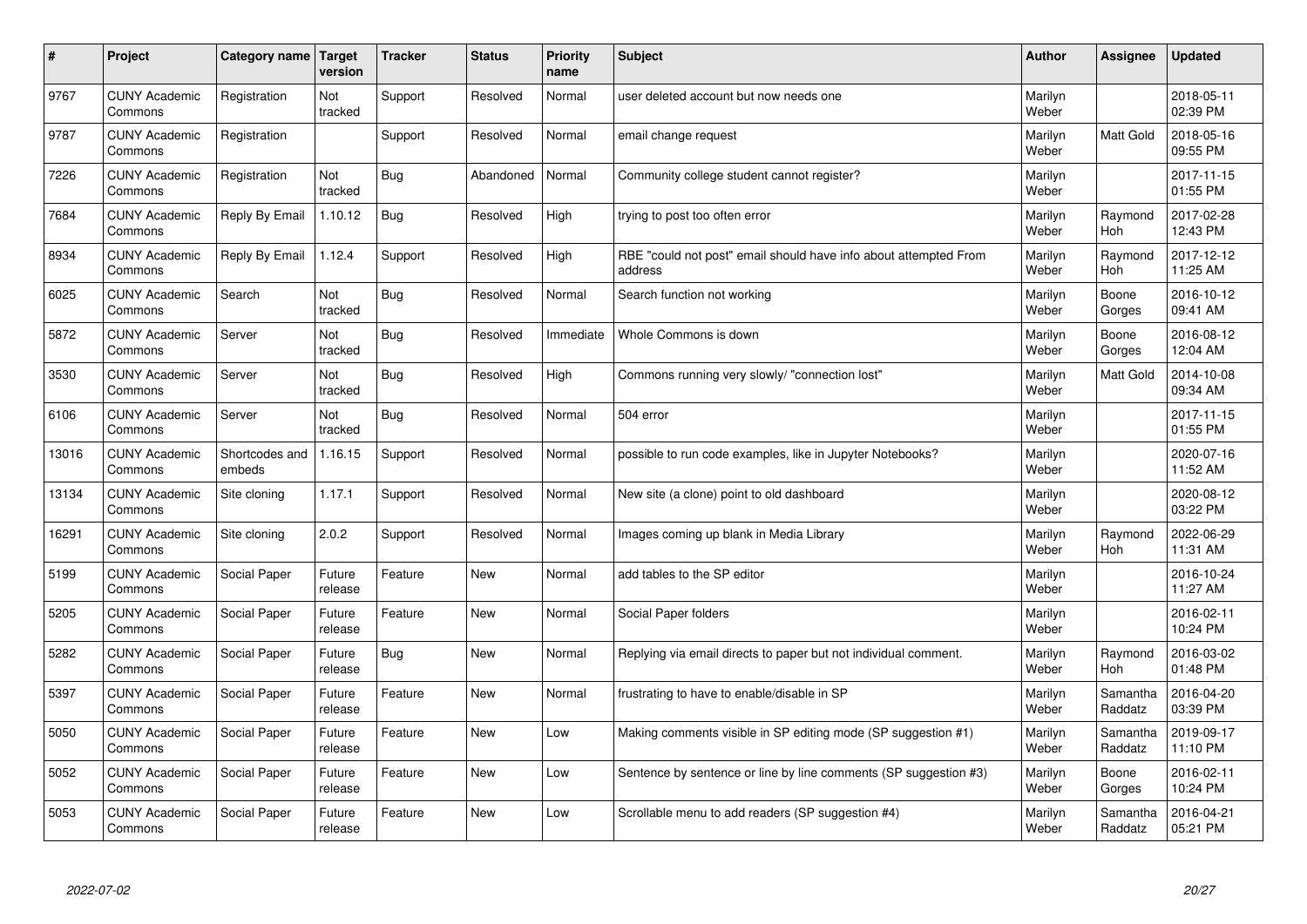| # | Project | Category name | Target version | Tracker | Status | Priority name | Subject | Author | Assignee | Updated |
|---|---|---|---|---|---|---|---|---|---|---|
| 9767 | CUNY Academic Commons | Registration | Not tracked | Support | Resolved | Normal | user deleted account but now needs one | Marilyn Weber | | 2018-05-11 02:39 PM |
| 9787 | CUNY Academic Commons | Registration | | Support | Resolved | Normal | email change request | Marilyn Weber | Matt Gold | 2018-05-16 09:55 PM |
| 7226 | CUNY Academic Commons | Registration | Not tracked | Bug | Abandoned | Normal | Community college student cannot register? | Marilyn Weber | | 2017-11-15 01:55 PM |
| 7684 | CUNY Academic Commons | Reply By Email | 1.10.12 | Bug | Resolved | High | trying to post too often error | Marilyn Weber | Raymond Hoh | 2017-02-28 12:43 PM |
| 8934 | CUNY Academic Commons | Reply By Email | 1.12.4 | Support | Resolved | High | RBE "could not post" email should have info about attempted From address | Marilyn Weber | Raymond Hoh | 2017-12-12 11:25 AM |
| 6025 | CUNY Academic Commons | Search | Not tracked | Bug | Resolved | Normal | Search function not working | Marilyn Weber | Boone Gorges | 2016-10-12 09:41 AM |
| 5872 | CUNY Academic Commons | Server | Not tracked | Bug | Resolved | Immediate | Whole Commons is down | Marilyn Weber | Boone Gorges | 2016-08-12 12:04 AM |
| 3530 | CUNY Academic Commons | Server | Not tracked | Bug | Resolved | High | Commons running very slowly/ "connection lost" | Marilyn Weber | Matt Gold | 2014-10-08 09:34 AM |
| 6106 | CUNY Academic Commons | Server | Not tracked | Bug | Resolved | Normal | 504 error | Marilyn Weber | | 2017-11-15 01:55 PM |
| 13016 | CUNY Academic Commons | Shortcodes and embeds | 1.16.15 | Support | Resolved | Normal | possible to run code examples, like in Jupyter Notebooks? | Marilyn Weber | | 2020-07-16 11:52 AM |
| 13134 | CUNY Academic Commons | Site cloning | 1.17.1 | Support | Resolved | Normal | New site (a clone) point to old dashboard | Marilyn Weber | | 2020-08-12 03:22 PM |
| 16291 | CUNY Academic Commons | Site cloning | 2.0.2 | Support | Resolved | Normal | Images coming up blank in Media Library | Marilyn Weber | Raymond Hoh | 2022-06-29 11:31 AM |
| 5199 | CUNY Academic Commons | Social Paper | Future release | Feature | New | Normal | add tables to the SP editor | Marilyn Weber | | 2016-10-24 11:27 AM |
| 5205 | CUNY Academic Commons | Social Paper | Future release | Feature | New | Normal | Social Paper folders | Marilyn Weber | | 2016-02-11 10:24 PM |
| 5282 | CUNY Academic Commons | Social Paper | Future release | Bug | New | Normal | Replying via email directs to paper but not individual comment. | Marilyn Weber | Raymond Hoh | 2016-03-02 01:48 PM |
| 5397 | CUNY Academic Commons | Social Paper | Future release | Feature | New | Normal | frustrating to have to enable/disable in SP | Marilyn Weber | Samantha Raddatz | 2016-04-20 03:39 PM |
| 5050 | CUNY Academic Commons | Social Paper | Future release | Feature | New | Low | Making comments visible in SP editing mode (SP suggestion #1) | Marilyn Weber | Samantha Raddatz | 2019-09-17 11:10 PM |
| 5052 | CUNY Academic Commons | Social Paper | Future release | Feature | New | Low | Sentence by sentence or line by line comments (SP suggestion #3) | Marilyn Weber | Boone Gorges | 2016-02-11 10:24 PM |
| 5053 | CUNY Academic Commons | Social Paper | Future release | Feature | New | Low | Scrollable menu to add readers (SP suggestion #4) | Marilyn Weber | Samantha Raddatz | 2016-04-21 05:21 PM |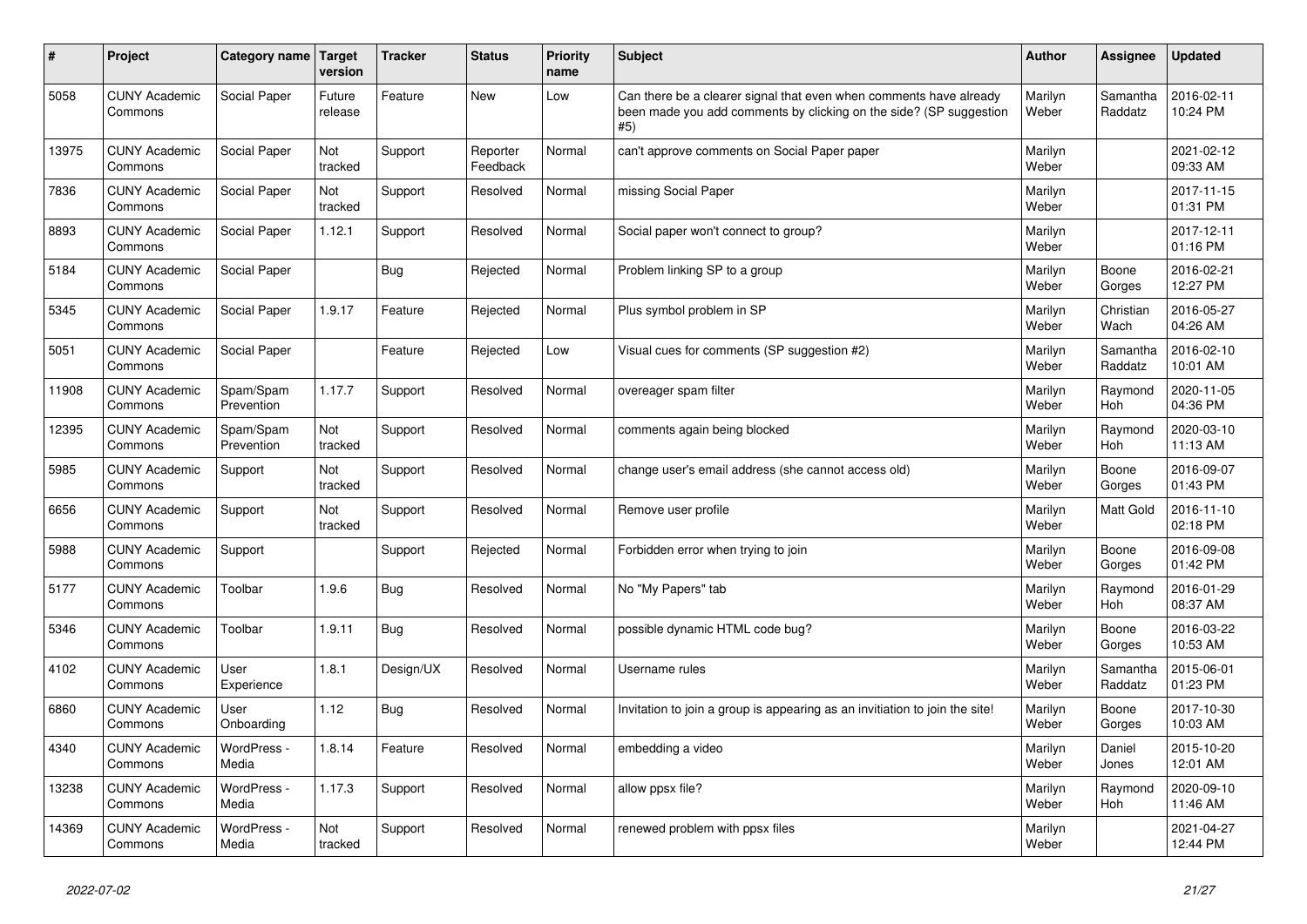| # | Project | Category name | Target version | Tracker | Status | Priority name | Subject | Author | Assignee | Updated |
|---|---|---|---|---|---|---|---|---|---|---|
| 5058 | CUNY Academic Commons | Social Paper | Future release | Feature | New | Low | Can there be a clearer signal that even when comments have already been made you add comments by clicking on the side? (SP suggestion #5) | Marilyn Weber | Samantha Raddatz | 2016-02-11 10:24 PM |
| 13975 | CUNY Academic Commons | Social Paper | Not tracked | Support | Reporter Feedback | Normal | can't approve comments on Social Paper paper | Marilyn Weber | | 2021-02-12 09:33 AM |
| 7836 | CUNY Academic Commons | Social Paper | Not tracked | Support | Resolved | Normal | missing Social Paper | Marilyn Weber | | 2017-11-15 01:31 PM |
| 8893 | CUNY Academic Commons | Social Paper | 1.12.1 | Support | Resolved | Normal | Social paper won't connect to group? | Marilyn Weber | | 2017-12-11 01:16 PM |
| 5184 | CUNY Academic Commons | Social Paper | | Bug | Rejected | Normal | Problem linking SP to a group | Marilyn Weber | Boone Gorges | 2016-02-21 12:27 PM |
| 5345 | CUNY Academic Commons | Social Paper | 1.9.17 | Feature | Rejected | Normal | Plus symbol problem in SP | Marilyn Weber | Christian Wach | 2016-05-27 04:26 AM |
| 5051 | CUNY Academic Commons | Social Paper | | Feature | Rejected | Low | Visual cues for comments (SP suggestion #2) | Marilyn Weber | Samantha Raddatz | 2016-02-10 10:01 AM |
| 11908 | CUNY Academic Commons | Spam/Spam Prevention | 1.17.7 | Support | Resolved | Normal | overeager spam filter | Marilyn Weber | Raymond Hoh | 2020-11-05 04:36 PM |
| 12395 | CUNY Academic Commons | Spam/Spam Prevention | Not tracked | Support | Resolved | Normal | comments again being blocked | Marilyn Weber | Raymond Hoh | 2020-03-10 11:13 AM |
| 5985 | CUNY Academic Commons | Support | Not tracked | Support | Resolved | Normal | change user's email address (she cannot access old) | Marilyn Weber | Boone Gorges | 2016-09-07 01:43 PM |
| 6656 | CUNY Academic Commons | Support | Not tracked | Support | Resolved | Normal | Remove user profile | Marilyn Weber | Matt Gold | 2016-11-10 02:18 PM |
| 5988 | CUNY Academic Commons | Support | | Support | Rejected | Normal | Forbidden error when trying to join | Marilyn Weber | Boone Gorges | 2016-09-08 01:42 PM |
| 5177 | CUNY Academic Commons | Toolbar | 1.9.6 | Bug | Resolved | Normal | No "My Papers" tab | Marilyn Weber | Raymond Hoh | 2016-01-29 08:37 AM |
| 5346 | CUNY Academic Commons | Toolbar | 1.9.11 | Bug | Resolved | Normal | possible dynamic HTML code bug? | Marilyn Weber | Boone Gorges | 2016-03-22 10:53 AM |
| 4102 | CUNY Academic Commons | User Experience | 1.8.1 | Design/UX | Resolved | Normal | Username rules | Marilyn Weber | Samantha Raddatz | 2015-06-01 01:23 PM |
| 6860 | CUNY Academic Commons | User Onboarding | 1.12 | Bug | Resolved | Normal | Invitation to join a group is appearing as an invitiation to join the site! | Marilyn Weber | Boone Gorges | 2017-10-30 10:03 AM |
| 4340 | CUNY Academic Commons | WordPress - Media | 1.8.14 | Feature | Resolved | Normal | embedding a video | Marilyn Weber | Daniel Jones | 2015-10-20 12:01 AM |
| 13238 | CUNY Academic Commons | WordPress - Media | 1.17.3 | Support | Resolved | Normal | allow ppsx file? | Marilyn Weber | Raymond Hoh | 2020-09-10 11:46 AM |
| 14369 | CUNY Academic Commons | WordPress - Media | Not tracked | Support | Resolved | Normal | renewed problem with ppsx files | Marilyn Weber | | 2021-04-27 12:44 PM |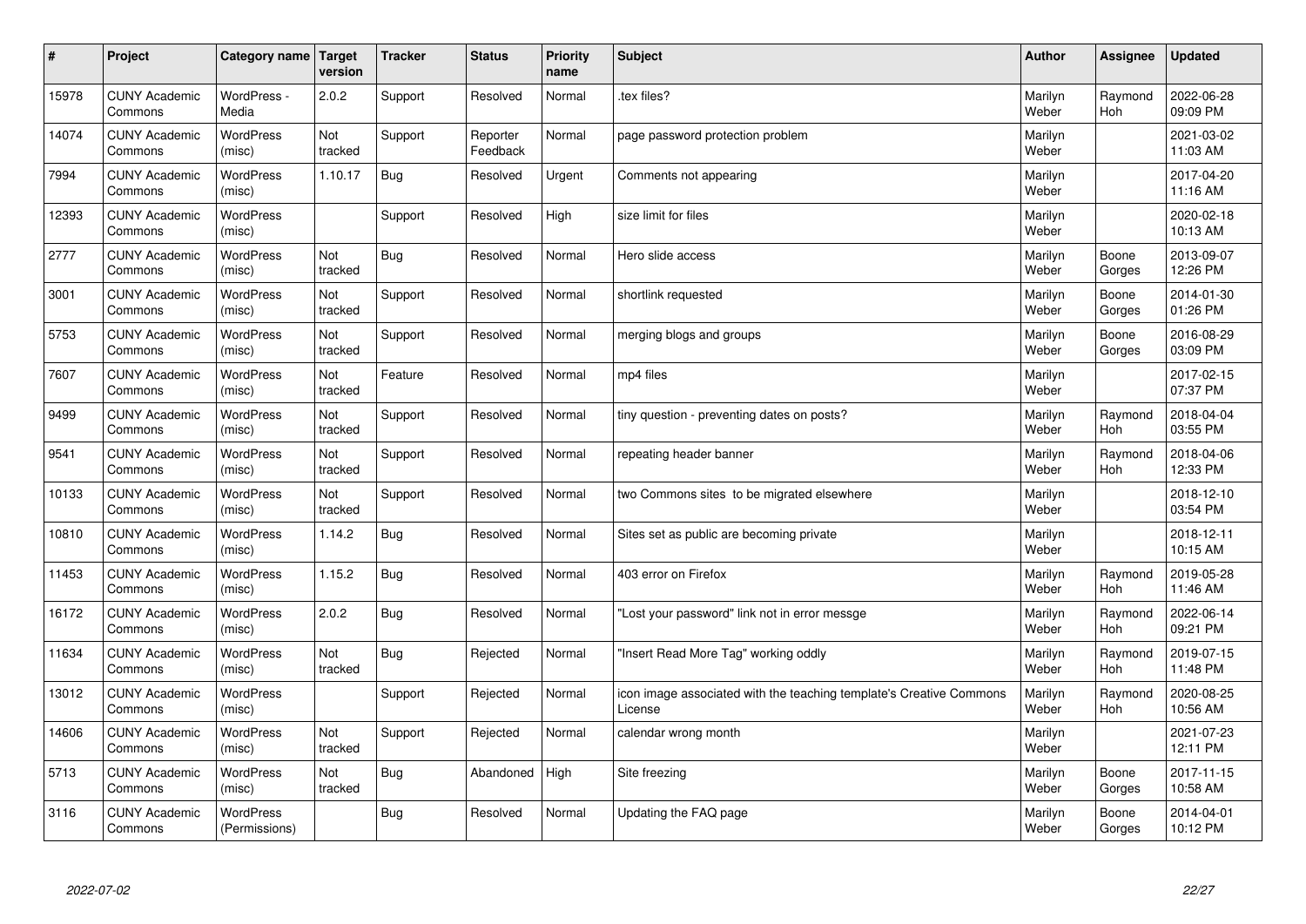| # | Project | Category name | Target version | Tracker | Status | Priority name | Subject | Author | Assignee | Updated |
|---|---|---|---|---|---|---|---|---|---|---|
| 15978 | CUNY Academic Commons | WordPress - Media | 2.0.2 | Support | Resolved | Normal | .tex files? | Marilyn Weber | Raymond Hoh | 2022-06-28 09:09 PM |
| 14074 | CUNY Academic Commons | WordPress (misc) | Not tracked | Support | Reporter Feedback | Normal | page password protection problem | Marilyn Weber | | 2021-03-02 11:03 AM |
| 7994 | CUNY Academic Commons | WordPress (misc) | 1.10.17 | Bug | Resolved | Urgent | Comments not appearing | Marilyn Weber | | 2017-04-20 11:16 AM |
| 12393 | CUNY Academic Commons | WordPress (misc) | | Support | Resolved | High | size limit for files | Marilyn Weber | | 2020-02-18 10:13 AM |
| 2777 | CUNY Academic Commons | WordPress (misc) | Not tracked | Bug | Resolved | Normal | Hero slide access | Marilyn Weber | Boone Gorges | 2013-09-07 12:26 PM |
| 3001 | CUNY Academic Commons | WordPress (misc) | Not tracked | Support | Resolved | Normal | shortlink requested | Marilyn Weber | Boone Gorges | 2014-01-30 01:26 PM |
| 5753 | CUNY Academic Commons | WordPress (misc) | Not tracked | Support | Resolved | Normal | merging blogs and groups | Marilyn Weber | Boone Gorges | 2016-08-29 03:09 PM |
| 7607 | CUNY Academic Commons | WordPress (misc) | Not tracked | Feature | Resolved | Normal | mp4 files | Marilyn Weber | | 2017-02-15 07:37 PM |
| 9499 | CUNY Academic Commons | WordPress (misc) | Not tracked | Support | Resolved | Normal | tiny question - preventing dates on posts? | Marilyn Weber | Raymond Hoh | 2018-04-04 03:55 PM |
| 9541 | CUNY Academic Commons | WordPress (misc) | Not tracked | Support | Resolved | Normal | repeating header banner | Marilyn Weber | Raymond Hoh | 2018-04-06 12:33 PM |
| 10133 | CUNY Academic Commons | WordPress (misc) | Not tracked | Support | Resolved | Normal | two Commons sites to be migrated elsewhere | Marilyn Weber | | 2018-12-10 03:54 PM |
| 10810 | CUNY Academic Commons | WordPress (misc) | 1.14.2 | Bug | Resolved | Normal | Sites set as public are becoming private | Marilyn Weber | | 2018-12-11 10:15 AM |
| 11453 | CUNY Academic Commons | WordPress (misc) | 1.15.2 | Bug | Resolved | Normal | 403 error on Firefox | Marilyn Weber | Raymond Hoh | 2019-05-28 11:46 AM |
| 16172 | CUNY Academic Commons | WordPress (misc) | 2.0.2 | Bug | Resolved | Normal | "Lost your password" link not in error messge | Marilyn Weber | Raymond Hoh | 2022-06-14 09:21 PM |
| 11634 | CUNY Academic Commons | WordPress (misc) | Not tracked | Bug | Rejected | Normal | "Insert Read More Tag" working oddly | Marilyn Weber | Raymond Hoh | 2019-07-15 11:48 PM |
| 13012 | CUNY Academic Commons | WordPress (misc) | | Support | Rejected | Normal | icon image associated with the teaching template's Creative Commons License | Marilyn Weber | Raymond Hoh | 2020-08-25 10:56 AM |
| 14606 | CUNY Academic Commons | WordPress (misc) | Not tracked | Support | Rejected | Normal | calendar wrong month | Marilyn Weber | | 2021-07-23 12:11 PM |
| 5713 | CUNY Academic Commons | WordPress (misc) | Not tracked | Bug | Abandoned | High | Site freezing | Marilyn Weber | Boone Gorges | 2017-11-15 10:58 AM |
| 3116 | CUNY Academic Commons | WordPress (Permissions) | | Bug | Resolved | Normal | Updating the FAQ page | Marilyn Weber | Boone Gorges | 2014-04-01 10:12 PM |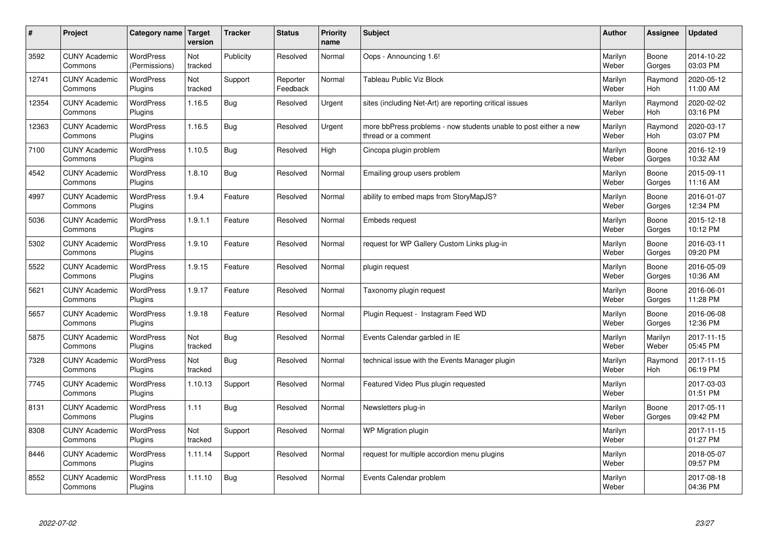| # | Project | Category name | Target version | Tracker | Status | Priority name | Subject | Author | Assignee | Updated |
|---|---|---|---|---|---|---|---|---|---|---|
| 3592 | CUNY Academic Commons | WordPress (Permissions) | Not tracked | Publicity | Resolved | Normal | Oops - Announcing 1.6! | Marilyn Weber | Boone Gorges | 2014-10-22 03:03 PM |
| 12741 | CUNY Academic Commons | WordPress Plugins | Not tracked | Support | Reporter Feedback | Normal | Tableau Public Viz Block | Marilyn Weber | Raymond Hoh | 2020-05-12 11:00 AM |
| 12354 | CUNY Academic Commons | WordPress Plugins | 1.16.5 | Bug | Resolved | Urgent | sites (including Net-Art) are reporting critical issues | Marilyn Weber | Raymond Hoh | 2020-02-02 03:16 PM |
| 12363 | CUNY Academic Commons | WordPress Plugins | 1.16.5 | Bug | Resolved | Urgent | more bbPress problems - now students unable to post either a new thread or a comment | Marilyn Weber | Raymond Hoh | 2020-03-17 03:07 PM |
| 7100 | CUNY Academic Commons | WordPress Plugins | 1.10.5 | Bug | Resolved | High | Cincopa plugin problem | Marilyn Weber | Boone Gorges | 2016-12-19 10:32 AM |
| 4542 | CUNY Academic Commons | WordPress Plugins | 1.8.10 | Bug | Resolved | Normal | Emailing group users problem | Marilyn Weber | Boone Gorges | 2015-09-11 11:16 AM |
| 4997 | CUNY Academic Commons | WordPress Plugins | 1.9.4 | Feature | Resolved | Normal | ability to embed maps from StoryMapJS? | Marilyn Weber | Boone Gorges | 2016-01-07 12:34 PM |
| 5036 | CUNY Academic Commons | WordPress Plugins | 1.9.1.1 | Feature | Resolved | Normal | Embeds request | Marilyn Weber | Boone Gorges | 2015-12-18 10:12 PM |
| 5302 | CUNY Academic Commons | WordPress Plugins | 1.9.10 | Feature | Resolved | Normal | request for WP Gallery Custom Links plug-in | Marilyn Weber | Boone Gorges | 2016-03-11 09:20 PM |
| 5522 | CUNY Academic Commons | WordPress Plugins | 1.9.15 | Feature | Resolved | Normal | plugin request | Marilyn Weber | Boone Gorges | 2016-05-09 10:36 AM |
| 5621 | CUNY Academic Commons | WordPress Plugins | 1.9.17 | Feature | Resolved | Normal | Taxonomy plugin request | Marilyn Weber | Boone Gorges | 2016-06-01 11:28 PM |
| 5657 | CUNY Academic Commons | WordPress Plugins | 1.9.18 | Feature | Resolved | Normal | Plugin Request - Instagram Feed WD | Marilyn Weber | Boone Gorges | 2016-06-08 12:36 PM |
| 5875 | CUNY Academic Commons | WordPress Plugins | Not tracked | Bug | Resolved | Normal | Events Calendar garbled in IE | Marilyn Weber | Marilyn Weber | 2017-11-15 05:45 PM |
| 7328 | CUNY Academic Commons | WordPress Plugins | Not tracked | Bug | Resolved | Normal | technical issue with the Events Manager plugin | Marilyn Weber | Raymond Hoh | 2017-11-15 06:19 PM |
| 7745 | CUNY Academic Commons | WordPress Plugins | 1.10.13 | Support | Resolved | Normal | Featured Video Plus plugin requested | Marilyn Weber | | 2017-03-03 01:51 PM |
| 8131 | CUNY Academic Commons | WordPress Plugins | 1.11 | Bug | Resolved | Normal | Newsletters plug-in | Marilyn Weber | Boone Gorges | 2017-05-11 09:42 PM |
| 8308 | CUNY Academic Commons | WordPress Plugins | Not tracked | Support | Resolved | Normal | WP Migration plugin | Marilyn Weber | | 2017-11-15 01:27 PM |
| 8446 | CUNY Academic Commons | WordPress Plugins | 1.11.14 | Support | Resolved | Normal | request for multiple accordion menu plugins | Marilyn Weber | | 2018-05-07 09:57 PM |
| 8552 | CUNY Academic Commons | WordPress Plugins | 1.11.10 | Bug | Resolved | Normal | Events Calendar problem | Marilyn Weber | | 2017-08-18 04:36 PM |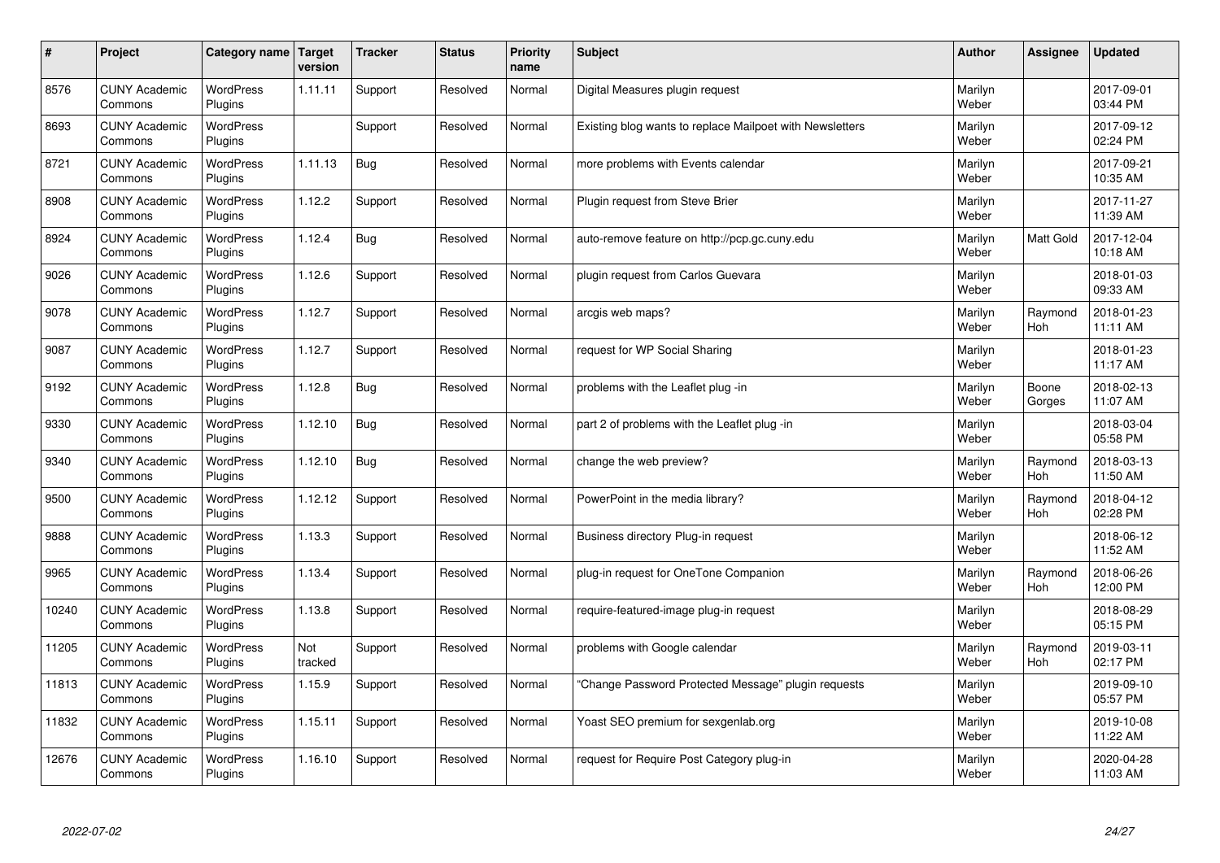| # | Project | Category name | Target version | Tracker | Status | Priority name | Subject | Author | Assignee | Updated |
|---|---|---|---|---|---|---|---|---|---|---|
| 8576 | CUNY Academic Commons | WordPress Plugins | 1.11.11 | Support | Resolved | Normal | Digital Measures plugin request | Marilyn Weber | | 2017-09-01 03:44 PM |
| 8693 | CUNY Academic Commons | WordPress Plugins | | Support | Resolved | Normal | Existing blog wants to replace Mailpoet with Newsletters | Marilyn Weber | | 2017-09-12 02:24 PM |
| 8721 | CUNY Academic Commons | WordPress Plugins | 1.11.13 | Bug | Resolved | Normal | more problems with Events calendar | Marilyn Weber | | 2017-09-21 10:35 AM |
| 8908 | CUNY Academic Commons | WordPress Plugins | 1.12.2 | Support | Resolved | Normal | Plugin request from Steve Brier | Marilyn Weber | | 2017-11-27 11:39 AM |
| 8924 | CUNY Academic Commons | WordPress Plugins | 1.12.4 | Bug | Resolved | Normal | auto-remove feature on http://pcp.gc.cuny.edu | Marilyn Weber | Matt Gold | 2017-12-04 10:18 AM |
| 9026 | CUNY Academic Commons | WordPress Plugins | 1.12.6 | Support | Resolved | Normal | plugin request from Carlos Guevara | Marilyn Weber | | 2018-01-03 09:33 AM |
| 9078 | CUNY Academic Commons | WordPress Plugins | 1.12.7 | Support | Resolved | Normal | arcgis web maps? | Marilyn Weber | Raymond Hoh | 2018-01-23 11:11 AM |
| 9087 | CUNY Academic Commons | WordPress Plugins | 1.12.7 | Support | Resolved | Normal | request for WP Social Sharing | Marilyn Weber | | 2018-01-23 11:17 AM |
| 9192 | CUNY Academic Commons | WordPress Plugins | 1.12.8 | Bug | Resolved | Normal | problems with the Leaflet plug -in | Marilyn Weber | Boone Gorges | 2018-02-13 11:07 AM |
| 9330 | CUNY Academic Commons | WordPress Plugins | 1.12.10 | Bug | Resolved | Normal | part 2 of problems with the Leaflet plug -in | Marilyn Weber | | 2018-03-04 05:58 PM |
| 9340 | CUNY Academic Commons | WordPress Plugins | 1.12.10 | Bug | Resolved | Normal | change the web preview? | Marilyn Weber | Raymond Hoh | 2018-03-13 11:50 AM |
| 9500 | CUNY Academic Commons | WordPress Plugins | 1.12.12 | Support | Resolved | Normal | PowerPoint in the media library? | Marilyn Weber | Raymond Hoh | 2018-04-12 02:28 PM |
| 9888 | CUNY Academic Commons | WordPress Plugins | 1.13.3 | Support | Resolved | Normal | Business directory Plug-in request | Marilyn Weber | | 2018-06-12 11:52 AM |
| 9965 | CUNY Academic Commons | WordPress Plugins | 1.13.4 | Support | Resolved | Normal | plug-in request for OneTone Companion | Marilyn Weber | Raymond Hoh | 2018-06-26 12:00 PM |
| 10240 | CUNY Academic Commons | WordPress Plugins | 1.13.8 | Support | Resolved | Normal | require-featured-image plug-in request | Marilyn Weber | | 2018-08-29 05:15 PM |
| 11205 | CUNY Academic Commons | WordPress Plugins | Not tracked | Support | Resolved | Normal | problems with Google calendar | Marilyn Weber | Raymond Hoh | 2019-03-11 02:17 PM |
| 11813 | CUNY Academic Commons | WordPress Plugins | 1.15.9 | Support | Resolved | Normal | "Change Password Protected Message" plugin requests | Marilyn Weber | | 2019-09-10 05:57 PM |
| 11832 | CUNY Academic Commons | WordPress Plugins | 1.15.11 | Support | Resolved | Normal | Yoast SEO premium for sexgenlab.org | Marilyn Weber | | 2019-10-08 11:22 AM |
| 12676 | CUNY Academic Commons | WordPress Plugins | 1.16.10 | Support | Resolved | Normal | request for Require Post Category plug-in | Marilyn Weber | | 2020-04-28 11:03 AM |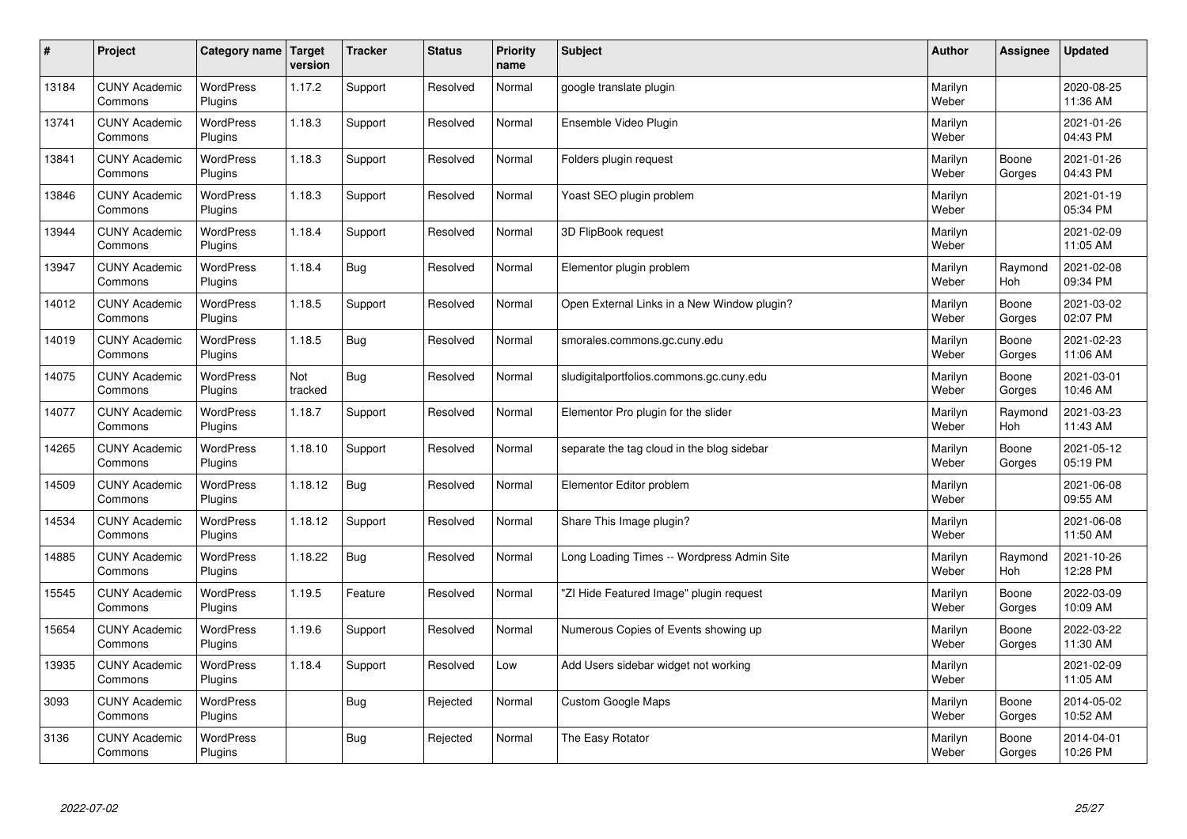| # | Project | Category name | Target version | Tracker | Status | Priority name | Subject | Author | Assignee | Updated |
|---|---|---|---|---|---|---|---|---|---|---|
| 13184 | CUNY Academic Commons | WordPress Plugins | 1.17.2 | Support | Resolved | Normal | google translate plugin | Marilyn Weber | | 2020-08-25 11:36 AM |
| 13741 | CUNY Academic Commons | WordPress Plugins | 1.18.3 | Support | Resolved | Normal | Ensemble Video Plugin | Marilyn Weber | | 2021-01-26 04:43 PM |
| 13841 | CUNY Academic Commons | WordPress Plugins | 1.18.3 | Support | Resolved | Normal | Folders plugin request | Marilyn Weber | Boone Gorges | 2021-01-26 04:43 PM |
| 13846 | CUNY Academic Commons | WordPress Plugins | 1.18.3 | Support | Resolved | Normal | Yoast SEO plugin problem | Marilyn Weber | | 2021-01-19 05:34 PM |
| 13944 | CUNY Academic Commons | WordPress Plugins | 1.18.4 | Support | Resolved | Normal | 3D FlipBook request | Marilyn Weber | | 2021-02-09 11:05 AM |
| 13947 | CUNY Academic Commons | WordPress Plugins | 1.18.4 | Bug | Resolved | Normal | Elementor plugin problem | Marilyn Weber | Raymond Hoh | 2021-02-08 09:34 PM |
| 14012 | CUNY Academic Commons | WordPress Plugins | 1.18.5 | Support | Resolved | Normal | Open External Links in a New Window plugin? | Marilyn Weber | Boone Gorges | 2021-03-02 02:07 PM |
| 14019 | CUNY Academic Commons | WordPress Plugins | 1.18.5 | Bug | Resolved | Normal | smorales.commons.gc.cuny.edu | Marilyn Weber | Boone Gorges | 2021-02-23 11:06 AM |
| 14075 | CUNY Academic Commons | WordPress Plugins | Not tracked | Bug | Resolved | Normal | sludigitalportfolios.commons.gc.cuny.edu | Marilyn Weber | Boone Gorges | 2021-03-01 10:46 AM |
| 14077 | CUNY Academic Commons | WordPress Plugins | 1.18.7 | Support | Resolved | Normal | Elementor Pro plugin for the slider | Marilyn Weber | Raymond Hoh | 2021-03-23 11:43 AM |
| 14265 | CUNY Academic Commons | WordPress Plugins | 1.18.10 | Support | Resolved | Normal | separate the tag cloud in the blog sidebar | Marilyn Weber | Boone Gorges | 2021-05-12 05:19 PM |
| 14509 | CUNY Academic Commons | WordPress Plugins | 1.18.12 | Bug | Resolved | Normal | Elementor Editor problem | Marilyn Weber | | 2021-06-08 09:55 AM |
| 14534 | CUNY Academic Commons | WordPress Plugins | 1.18.12 | Support | Resolved | Normal | Share This Image plugin? | Marilyn Weber | | 2021-06-08 11:50 AM |
| 14885 | CUNY Academic Commons | WordPress Plugins | 1.18.22 | Bug | Resolved | Normal | Long Loading Times -- Wordpress Admin Site | Marilyn Weber | Raymond Hoh | 2021-10-26 12:28 PM |
| 15545 | CUNY Academic Commons | WordPress Plugins | 1.19.5 | Feature | Resolved | Normal | "ZI Hide Featured Image" plugin request | Marilyn Weber | Boone Gorges | 2022-03-09 10:09 AM |
| 15654 | CUNY Academic Commons | WordPress Plugins | 1.19.6 | Support | Resolved | Normal | Numerous Copies of Events showing up | Marilyn Weber | Boone Gorges | 2022-03-22 11:30 AM |
| 13935 | CUNY Academic Commons | WordPress Plugins | 1.18.4 | Support | Resolved | Low | Add Users sidebar widget not working | Marilyn Weber | | 2021-02-09 11:05 AM |
| 3093 | CUNY Academic Commons | WordPress Plugins | | Bug | Rejected | Normal | Custom Google Maps | Marilyn Weber | Boone Gorges | 2014-05-02 10:52 AM |
| 3136 | CUNY Academic Commons | WordPress Plugins | | Bug | Rejected | Normal | The Easy Rotator | Marilyn Weber | Boone Gorges | 2014-04-01 10:26 PM |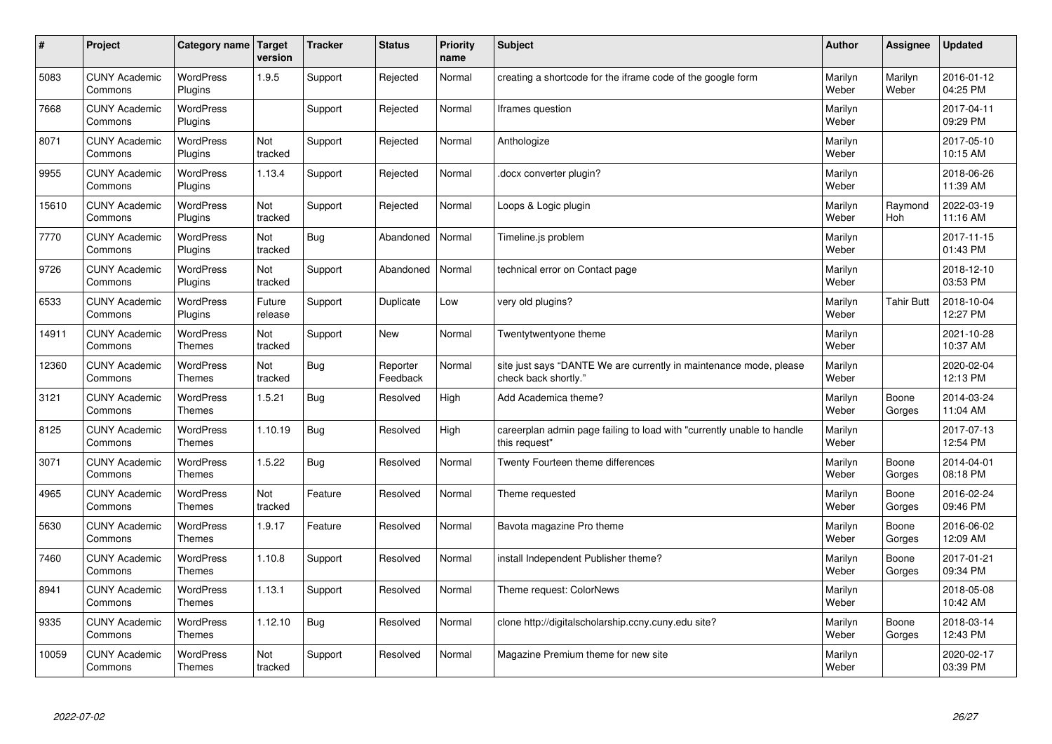| # | Project | Category name | Target version | Tracker | Status | Priority name | Subject | Author | Assignee | Updated |
|---|---|---|---|---|---|---|---|---|---|---|
| 5083 | CUNY Academic Commons | WordPress Plugins | 1.9.5 | Support | Rejected | Normal | creating a shortcode for the iframe code of the google form | Marilyn Weber | Marilyn Weber | 2016-01-12 04:25 PM |
| 7668 | CUNY Academic Commons | WordPress Plugins | | Support | Rejected | Normal | Iframes question | Marilyn Weber | | 2017-04-11 09:29 PM |
| 8071 | CUNY Academic Commons | WordPress Plugins | Not tracked | Support | Rejected | Normal | Anthologize | Marilyn Weber | | 2017-05-10 10:15 AM |
| 9955 | CUNY Academic Commons | WordPress Plugins | 1.13.4 | Support | Rejected | Normal | .docx converter plugin? | Marilyn Weber | | 2018-06-26 11:39 AM |
| 15610 | CUNY Academic Commons | WordPress Plugins | Not tracked | Support | Rejected | Normal | Loops & Logic plugin | Marilyn Weber | Raymond Hoh | 2022-03-19 11:16 AM |
| 7770 | CUNY Academic Commons | WordPress Plugins | Not tracked | Bug | Abandoned | Normal | Timeline.js problem | Marilyn Weber | | 2017-11-15 01:43 PM |
| 9726 | CUNY Academic Commons | WordPress Plugins | Not tracked | Support | Abandoned | Normal | technical error on Contact page | Marilyn Weber | | 2018-12-10 03:53 PM |
| 6533 | CUNY Academic Commons | WordPress Plugins | Future release | Support | Duplicate | Low | very old plugins? | Marilyn Weber | Tahir Butt | 2018-10-04 12:27 PM |
| 14911 | CUNY Academic Commons | WordPress Themes | Not tracked | Support | New | Normal | Twentytwentyone theme | Marilyn Weber | | 2021-10-28 10:37 AM |
| 12360 | CUNY Academic Commons | WordPress Themes | Not tracked | Bug | Reporter Feedback | Normal | site just says "DANTE We are currently in maintenance mode, please check back shortly." | Marilyn Weber | | 2020-02-04 12:13 PM |
| 3121 | CUNY Academic Commons | WordPress Themes | 1.5.21 | Bug | Resolved | High | Add Academica theme? | Marilyn Weber | Boone Gorges | 2014-03-24 11:04 AM |
| 8125 | CUNY Academic Commons | WordPress Themes | 1.10.19 | Bug | Resolved | High | careerplan admin page failing to load with "currently unable to handle this request" | Marilyn Weber | | 2017-07-13 12:54 PM |
| 3071 | CUNY Academic Commons | WordPress Themes | 1.5.22 | Bug | Resolved | Normal | Twenty Fourteen theme differences | Marilyn Weber | Boone Gorges | 2014-04-01 08:18 PM |
| 4965 | CUNY Academic Commons | WordPress Themes | Not tracked | Feature | Resolved | Normal | Theme requested | Marilyn Weber | Boone Gorges | 2016-02-24 09:46 PM |
| 5630 | CUNY Academic Commons | WordPress Themes | 1.9.17 | Feature | Resolved | Normal | Bavota magazine Pro theme | Marilyn Weber | Boone Gorges | 2016-06-02 12:09 AM |
| 7460 | CUNY Academic Commons | WordPress Themes | 1.10.8 | Support | Resolved | Normal | install Independent Publisher theme? | Marilyn Weber | Boone Gorges | 2017-01-21 09:34 PM |
| 8941 | CUNY Academic Commons | WordPress Themes | 1.13.1 | Support | Resolved | Normal | Theme request: ColorNews | Marilyn Weber | | 2018-05-08 10:42 AM |
| 9335 | CUNY Academic Commons | WordPress Themes | 1.12.10 | Bug | Resolved | Normal | clone http://digitalscholarship.ccny.cuny.edu site? | Marilyn Weber | Boone Gorges | 2018-03-14 12:43 PM |
| 10059 | CUNY Academic Commons | WordPress Themes | Not tracked | Support | Resolved | Normal | Magazine Premium theme for new site | Marilyn Weber | | 2020-02-17 03:39 PM |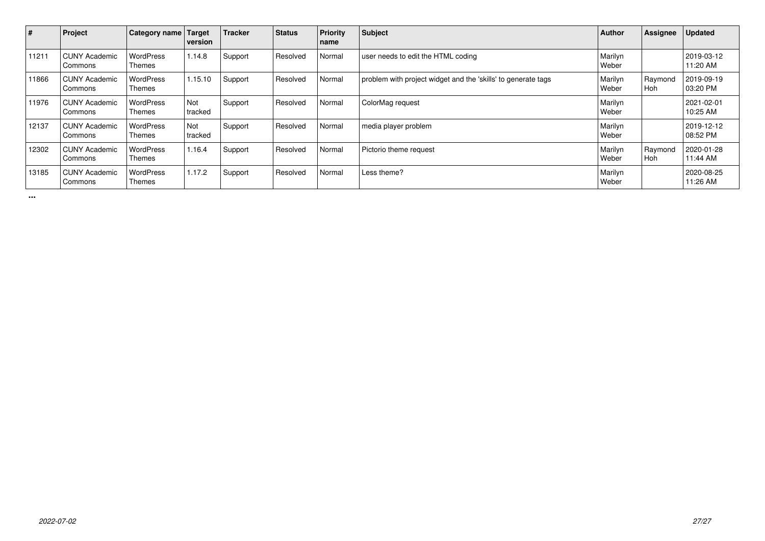| # | Project | Category name | Target version | Tracker | Status | Priority name | Subject | Author | Assignee | Updated |
|---|---|---|---|---|---|---|---|---|---|---|
| 11211 | CUNY Academic Commons | WordPress Themes | 1.14.8 | Support | Resolved | Normal | user needs to edit the HTML coding | Marilyn Weber | | 2019-03-12 11:20 AM |
| 11866 | CUNY Academic Commons | WordPress Themes | 1.15.10 | Support | Resolved | Normal | problem with project widget and the 'skills' to generate tags | Marilyn Weber | Raymond Hoh | 2019-09-19 03:20 PM |
| 11976 | CUNY Academic Commons | WordPress Themes | Not tracked | Support | Resolved | Normal | ColorMag request | Marilyn Weber | | 2021-02-01 10:25 AM |
| 12137 | CUNY Academic Commons | WordPress Themes | Not tracked | Support | Resolved | Normal | media player problem | Marilyn Weber | | 2019-12-12 08:52 PM |
| 12302 | CUNY Academic Commons | WordPress Themes | 1.16.4 | Support | Resolved | Normal | Pictorio theme request | Marilyn Weber | Raymond Hoh | 2020-01-28 11:44 AM |
| 13185 | CUNY Academic Commons | WordPress Themes | 1.17.2 | Support | Resolved | Normal | Less theme? | Marilyn Weber | | 2020-08-25 11:26 AM |

...